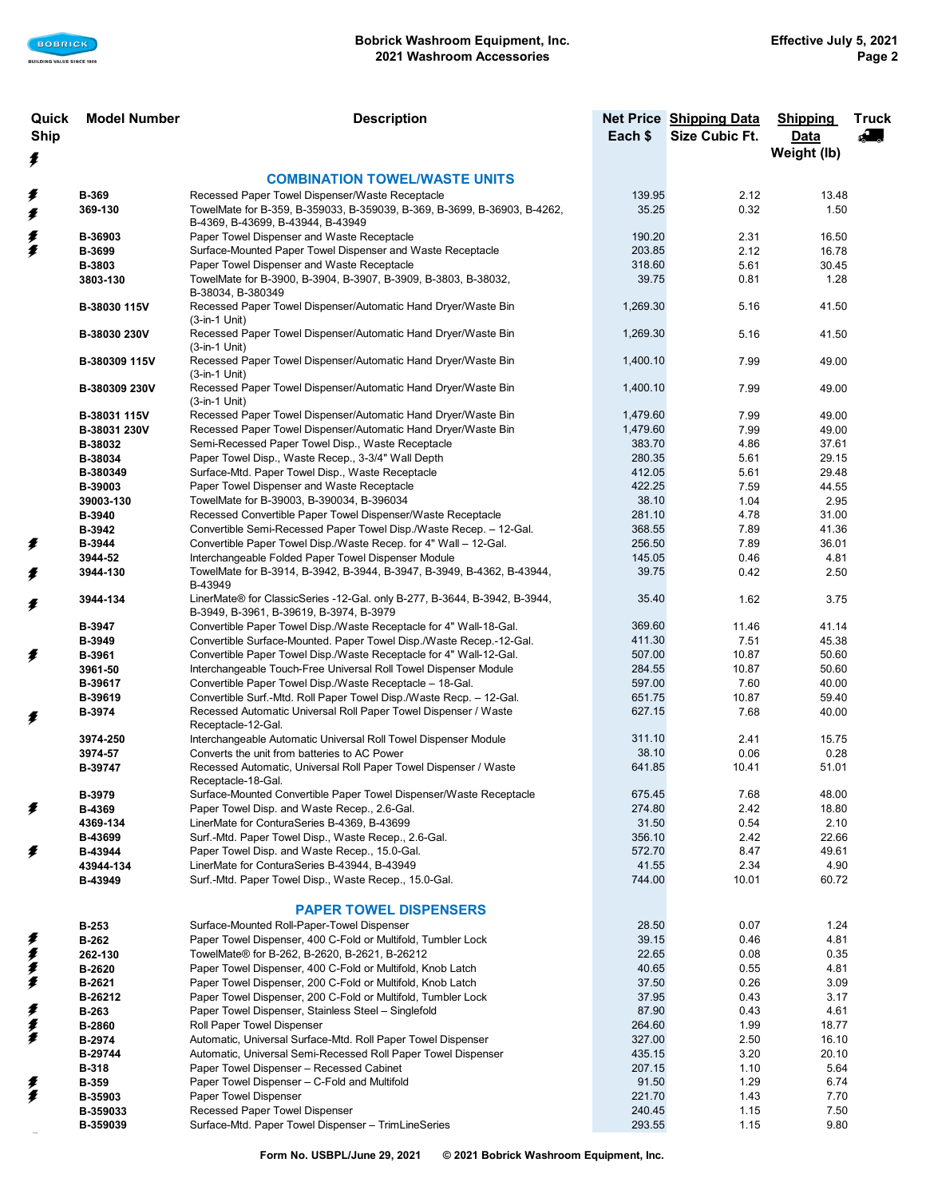| Quick Ship ⚡ | Model Number | Description | Net Price Each $ | Shipping Data Size Cubic Ft. | Shipping Data Weight (lb) | Truck |
|---|---|---|---|---|---|---|
| | | **COMBINATION TOWEL/WASTE UNITS** | | | | |
| ⚡ | B-369 | Recessed Paper Towel Dispenser/Waste Receptacle | 139.95 | 2.12 | 13.48 | |
| ⚡ | 369-130 | TowelMate for B-359, B-359033, B-359039, B-369, B-3699, B-36903, B-4262, B-4369, B-43699, B-43944, B-43949 | 35.25 | 0.32 | 1.50 | |
| ⚡ | B-36903 | Paper Towel Dispenser and Waste Receptacle | 190.20 | 2.31 | 16.50 | |
| ⚡ | B-3699 | Surface-Mounted Paper Towel Dispenser and Waste Receptacle | 203.85 | 2.12 | 16.78 | |
| | B-3803 | Paper Towel Dispenser and Waste Receptacle | 318.60 | 5.61 | 30.45 | |
| | 3803-130 | TowelMate for B-3900, B-3904, B-3907, B-3909, B-3803, B-38032, B-38034, B-380349 | 39.75 | 0.81 | 1.28 | |
| | B-38030 115V | Recessed Paper Towel Dispenser/Automatic Hand Dryer/Waste Bin (3-in-1 Unit) | 1,269.30 | 5.16 | 41.50 | |
| | B-38030 230V | Recessed Paper Towel Dispenser/Automatic Hand Dryer/Waste Bin (3-in-1 Unit) | 1,269.30 | 5.16 | 41.50 | |
| | B-380309 115V | Recessed Paper Towel Dispenser/Automatic Hand Dryer/Waste Bin (3-in-1 Unit) | 1,400.10 | 7.99 | 49.00 | |
| | B-380309 230V | Recessed Paper Towel Dispenser/Automatic Hand Dryer/Waste Bin (3-in-1 Unit) | 1,400.10 | 7.99 | 49.00 | |
| | B-38031 115V | Recessed Paper Towel Dispenser/Automatic Hand Dryer/Waste Bin | 1,479.60 | 7.99 | 49.00 | |
| | B-38031 230V | Recessed Paper Towel Dispenser/Automatic Hand Dryer/Waste Bin | 1,479.60 | 7.99 | 49.00 | |
| | B-38032 | Semi-Recessed Paper Towel Disp., Waste Receptacle | 383.70 | 4.86 | 37.61 | |
| | B-38034 | Paper Towel Disp., Waste Recep., 3-3/4" Wall Depth | 280.35 | 5.61 | 29.15 | |
| | B-380349 | Surface-Mtd. Paper Towel Disp., Waste Receptacle | 412.05 | 5.61 | 29.48 | |
| | B-39003 | Paper Towel Dispenser and Waste Receptacle | 422.25 | 7.59 | 44.55 | |
| | 39003-130 | TowelMate for B-39003, B-390034, B-396034 | 38.10 | 1.04 | 2.95 | |
| | B-3940 | Recessed Convertible Paper Towel Dispenser/Waste Receptacle | 281.10 | 4.78 | 31.00 | |
| | B-3942 | Convertible Semi-Recessed Paper Towel Disp./Waste Recep. – 12-Gal. | 368.55 | 7.89 | 41.36 | |
| ⚡ | B-3944 | Convertible Paper Towel Disp./Waste Recep. for 4" Wall – 12-Gal. | 256.50 | 7.89 | 36.01 | |
| | 3944-52 | Interchangeable Folded Paper Towel Dispenser Module | 145.05 | 0.46 | 4.81 | |
| ⚡ | 3944-130 | TowelMate for B-3914, B-3942, B-3944, B-3947, B-3949, B-4362, B-43944, B-43949 | 39.75 | 0.42 | 2.50 | |
| ⚡ | 3944-134 | LinerMate® for ClassicSeries -12-Gal. only B-277, B-3644, B-3942, B-3944, B-3949, B-3961, B-39619, B-3974, B-3979 | 35.40 | 1.62 | 3.75 | |
| | B-3947 | Convertible Paper Towel Disp./Waste Receptacle for 4" Wall-18-Gal. | 369.60 | 11.46 | 41.14 | |
| | B-3949 | Convertible Surface-Mounted. Paper Towel Disp./Waste Recep.-12-Gal. | 411.30 | 7.51 | 45.38 | |
| ⚡ | B-3961 | Convertible Paper Towel Disp./Waste Receptacle for 4" Wall-12-Gal. | 507.00 | 10.87 | 50.60 | |
| | 3961-50 | Interchangeable Touch-Free Universal Roll Towel Dispenser Module | 284.55 | 10.87 | 50.60 | |
| | B-39617 | Convertible Paper Towel Disp./Waste Receptacle – 18-Gal. | 597.00 | 7.60 | 40.00 | |
| | B-39619 | Convertible Surf.-Mtd. Roll Paper Towel Disp./Waste Recp. – 12-Gal. | 651.75 | 10.87 | 59.40 | |
| ⚡ | B-3974 | Recessed Automatic Universal Roll Paper Towel Dispenser / Waste Receptacle-12-Gal. | 627.15 | 7.68 | 40.00 | |
| | 3974-250 | Interchangeable Automatic Universal Roll Towel Dispenser Module | 311.10 | 2.41 | 15.75 | |
| | 3974-57 | Converts the unit from batteries to AC Power | 38.10 | 0.06 | 0.28 | |
| | B-39747 | Recessed Automatic, Universal Roll Paper Towel Dispenser / Waste Receptacle-18-Gal. | 641.85 | 10.41 | 51.01 | |
| | B-3979 | Surface-Mounted Convertible Paper Towel Dispenser/Waste Receptacle | 675.45 | 7.68 | 48.00 | |
| ⚡ | B-4369 | Paper Towel Disp. and Waste Recep., 2.6-Gal. | 274.80 | 2.42 | 18.80 | |
| | 4369-134 | LinerMate for ConturaSeries B-4369, B-43699 | 31.50 | 0.54 | 2.10 | |
| | B-43699 | Surf.-Mtd. Paper Towel Disp., Waste Recep., 2.6-Gal. | 356.10 | 2.42 | 22.66 | |
| ⚡ | B-43944 | Paper Towel Disp. and Waste Recep., 15.0-Gal. | 572.70 | 8.47 | 49.61 | |
| | 43944-134 | LinerMate for ConturaSeries B-43944, B-43949 | 41.55 | 2.34 | 4.90 | |
| | B-43949 | Surf.-Mtd. Paper Towel Disp., Waste Recep., 15.0-Gal. | 744.00 | 10.01 | 60.72 | |
| | | **PAPER TOWEL DISPENSERS** | | | | |
| | B-253 | Surface-Mounted Roll-Paper-Towel Dispenser | 28.50 | 0.07 | 1.24 | |
| ⚡ | B-262 | Paper Towel Dispenser, 400 C-Fold or Multifold, Tumbler Lock | 39.15 | 0.46 | 4.81 | |
| ⚡ | 262-130 | TowelMate® for B-262, B-2620, B-2621, B-26212 | 22.65 | 0.08 | 0.35 | |
| ⚡ | B-2620 | Paper Towel Dispenser, 400 C-Fold or Multifold, Knob Latch | 40.65 | 0.55 | 4.81 | |
| ⚡ | B-2621 | Paper Towel Dispenser, 200 C-Fold or Multifold, Knob Latch | 37.50 | 0.26 | 3.09 | |
| | B-26212 | Paper Towel Dispenser, 200 C-Fold or Multifold, Tumbler Lock | 37.95 | 0.43 | 3.17 | |
| ⚡ | B-263 | Paper Towel Dispenser, Stainless Steel – Singlefold | 87.90 | 0.43 | 4.61 | |
| ⚡ | B-2860 | Roll Paper Towel Dispenser | 264.60 | 1.99 | 18.77 | |
| ⚡ | B-2974 | Automatic, Universal Surface-Mtd. Roll Paper Towel Dispenser | 327.00 | 2.50 | 16.10 | |
| | B-29744 | Automatic, Universal Semi-Recessed Roll Paper Towel Dispenser | 435.15 | 3.20 | 20.10 | |
| | B-318 | Paper Towel Dispenser – Recessed Cabinet | 207.15 | 1.10 | 5.64 | |
| ⚡ | B-359 | Paper Towel Dispenser – C-Fold and Multifold | 91.50 | 1.29 | 6.74 | |
| ⚡ | B-35903 | Paper Towel Dispenser | 221.70 | 1.43 | 7.70 | |
| | B-359033 | Recessed Paper Towel Dispenser | 240.45 | 1.15 | 7.50 | |
| | B-359039 | Surface-Mtd. Paper Towel Dispenser – TrimLineSeries | 293.55 | 1.15 | 9.80 | |

Form No. USBPL/June 29, 2021 © 2021 Bobrick Washroom Equipment, Inc.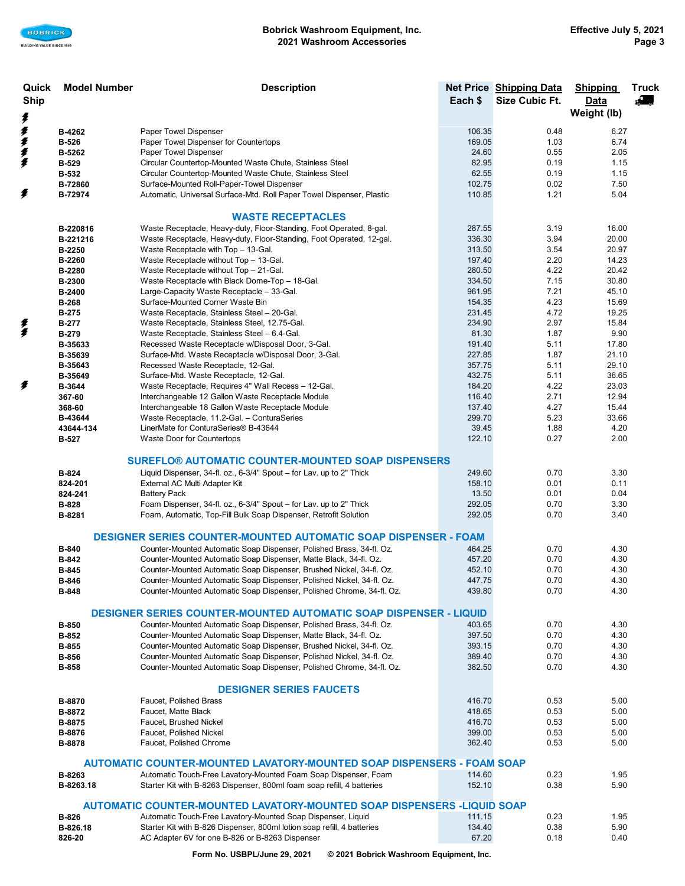| Quick Ship | Model Number | Description | Net Price Each $ | Shipping Data Size Cubic Ft. | Shipping Data Weight (lb) | Truck |
|---|---|---|---|---|---|---|
| ⚡ | B-4262 | Paper Towel Dispenser | 106.35 | 0.48 | 6.27 | |
| ⚡ | B-526 | Paper Towel Dispenser for Countertops | 169.05 | 1.03 | 6.74 | |
| ⚡ | B-5262 | Paper Towel Dispenser | 24.60 | 0.55 | 2.05 | |
| ⚡ | B-529 | Circular Countertop-Mounted Waste Chute, Stainless Steel | 82.95 | 0.19 | 1.15 | |
| | B-532 | Circular Countertop-Mounted Waste Chute, Stainless Steel | 62.55 | 0.19 | 1.15 | |
| | B-72860 | Surface-Mounted Roll-Paper-Towel Dispenser | 102.75 | 0.02 | 7.50 | |
| ⚡ | B-72974 | Automatic, Universal Surface-Mtd. Roll Paper Towel Dispenser, Plastic | 110.85 | 1.21 | 5.04 | |

## WASTE RECEPTACLES

| Quick Ship | Model Number | Description | Net Price Each $ | Shipping Data Size Cubic Ft. | Shipping Data Weight (lb) | Truck |
|---|---|---|---|---|---|---|
| | B-220816 | Waste Receptacle, Heavy-duty, Floor-Standing, Foot Operated, 8-gal. | 287.55 | 3.19 | 16.00 | |
| | B-221216 | Waste Receptacle, Heavy-duty, Floor-Standing, Foot Operated, 12-gal. | 336.30 | 3.94 | 20.00 | |
| | B-2250 | Waste Receptacle with Top – 13-Gal. | 313.50 | 3.54 | 20.97 | |
| | B-2260 | Waste Receptacle without Top – 13-Gal. | 197.40 | 2.20 | 14.23 | |
| | B-2280 | Waste Receptacle without Top – 21-Gal. | 280.50 | 4.22 | 20.42 | |
| | B-2300 | Waste Receptacle with Black Dome-Top – 18-Gal. | 334.50 | 7.15 | 30.80 | |
| | B-2400 | Large-Capacity Waste Receptacle – 33-Gal. | 961.95 | 7.21 | 45.10 | |
| | B-268 | Surface-Mounted Corner Waste Bin | 154.35 | 4.23 | 15.69 | |
| | B-275 | Waste Receptacle, Stainless Steel – 20-Gal. | 231.45 | 4.72 | 19.25 | |
| ⚡ | B-277 | Waste Receptacle, Stainless Steel, 12.75-Gal. | 234.90 | 2.97 | 15.84 | |
| ⚡ | B-279 | Waste Receptacle, Stainless Steel – 6.4-Gal. | 81.30 | 1.87 | 9.90 | |
| | B-35633 | Recessed Waste Receptacle w/Disposal Door, 3-Gal. | 191.40 | 5.11 | 17.80 | |
| | B-35639 | Surface-Mtd. Waste Receptacle w/Disposal Door, 3-Gal. | 227.85 | 1.87 | 21.10 | |
| | B-35643 | Recessed Waste Receptacle, 12-Gal. | 357.75 | 5.11 | 29.10 | |
| | B-35649 | Surface-Mtd. Waste Receptacle, 12-Gal. | 432.75 | 5.11 | 36.65 | |
| ⚡ | B-3644 | Waste Receptacle, Requires 4" Wall Recess – 12-Gal. | 184.20 | 4.22 | 23.03 | |
| | 367-60 | Interchangeable 12 Gallon Waste Receptacle Module | 116.40 | 2.71 | 12.94 | |
| | 368-60 | Interchangeable 18 Gallon Waste Receptacle Module | 137.40 | 4.27 | 15.44 | |
| | B-43644 | Waste Receptacle, 11.2-Gal. – ConturaSeries | 299.70 | 5.23 | 33.66 | |
| | 43644-134 | LinerMate for ConturaSeries® B-43644 | 39.45 | 1.88 | 4.20 | |
| | B-527 | Waste Door for Countertops | 122.10 | 0.27 | 2.00 | |

## SUREFLO® AUTOMATIC COUNTER-MOUNTED SOAP DISPENSERS

| Quick Ship | Model Number | Description | Net Price Each $ | Shipping Data Size Cubic Ft. | Shipping Data Weight (lb) | Truck |
|---|---|---|---|---|---|---|
| | B-824 | Liquid Dispenser, 34-fl. oz., 6-3/4" Spout – for Lav. up to 2" Thick | 249.60 | 0.70 | 3.30 | |
| | 824-201 | External AC Multi Adapter Kit | 158.10 | 0.01 | 0.11 | |
| | 824-241 | Battery Pack | 13.50 | 0.01 | 0.04 | |
| | B-828 | Foam Dispenser, 34-fl. oz., 6-3/4" Spout – for Lav. up to 2" Thick | 292.05 | 0.70 | 3.30 | |
| | B-8281 | Foam, Automatic, Top-Fill Bulk Soap Dispenser, Retrofit Solution | 292.05 | 0.70 | 3.40 | |

## DESIGNER SERIES COUNTER-MOUNTED AUTOMATIC SOAP DISPENSER - FOAM

| Quick Ship | Model Number | Description | Net Price Each $ | Shipping Data Size Cubic Ft. | Shipping Data Weight (lb) | Truck |
|---|---|---|---|---|---|---|
| | B-840 | Counter-Mounted Automatic Soap Dispenser, Polished Brass, 34-fl. Oz. | 464.25 | 0.70 | 4.30 | |
| | B-842 | Counter-Mounted Automatic Soap Dispenser, Matte Black, 34-fl. Oz. | 457.20 | 0.70 | 4.30 | |
| | B-845 | Counter-Mounted Automatic Soap Dispenser, Brushed Nickel, 34-fl. Oz. | 452.10 | 0.70 | 4.30 | |
| | B-846 | Counter-Mounted Automatic Soap Dispenser, Polished Nickel, 34-fl. Oz. | 447.75 | 0.70 | 4.30 | |
| | B-848 | Counter-Mounted Automatic Soap Dispenser, Polished Chrome, 34-fl. Oz. | 439.80 | 0.70 | 4.30 | |

## DESIGNER SERIES COUNTER-MOUNTED AUTOMATIC SOAP DISPENSER - LIQUID

| Quick Ship | Model Number | Description | Net Price Each $ | Shipping Data Size Cubic Ft. | Shipping Data Weight (lb) | Truck |
|---|---|---|---|---|---|---|
| | B-850 | Counter-Mounted Automatic Soap Dispenser, Polished Brass, 34-fl. Oz. | 403.65 | 0.70 | 4.30 | |
| | B-852 | Counter-Mounted Automatic Soap Dispenser, Matte Black, 34-fl. Oz. | 397.50 | 0.70 | 4.30 | |
| | B-855 | Counter-Mounted Automatic Soap Dispenser, Brushed Nickel, 34-fl. Oz. | 393.15 | 0.70 | 4.30 | |
| | B-856 | Counter-Mounted Automatic Soap Dispenser, Polished Nickel, 34-fl. Oz. | 389.40 | 0.70 | 4.30 | |
| | B-858 | Counter-Mounted Automatic Soap Dispenser, Polished Chrome, 34-fl. Oz. | 382.50 | 0.70 | 4.30 | |

## DESIGNER SERIES FAUCETS

| Quick Ship | Model Number | Description | Net Price Each $ | Shipping Data Size Cubic Ft. | Shipping Data Weight (lb) | Truck |
|---|---|---|---|---|---|---|
| | B-8870 | Faucet, Polished Brass | 416.70 | 0.53 | 5.00 | |
| | B-8872 | Faucet, Matte Black | 418.65 | 0.53 | 5.00 | |
| | B-8875 | Faucet, Brushed Nickel | 416.70 | 0.53 | 5.00 | |
| | B-8876 | Faucet, Polished Nickel | 399.00 | 0.53 | 5.00 | |
| | B-8878 | Faucet, Polished Chrome | 362.40 | 0.53 | 5.00 | |

## AUTOMATIC COUNTER-MOUNTED LAVATORY-MOUNTED SOAP DISPENSERS - FOAM SOAP

| Quick Ship | Model Number | Description | Net Price Each $ | Shipping Data Size Cubic Ft. | Shipping Data Weight (lb) | Truck |
|---|---|---|---|---|---|---|
| | B-8263 | Automatic Touch-Free Lavatory-Mounted Foam Soap Dispenser, Foam | 114.60 | 0.23 | 1.95 | |
| | B-8263.18 | Starter Kit with B-8263 Dispenser, 800ml foam soap refill, 4 batteries | 152.10 | 0.38 | 5.90 | |

## AUTOMATIC COUNTER-MOUNTED LAVATORY-MOUNTED SOAP DISPENSERS -LIQUID SOAP

| Quick Ship | Model Number | Description | Net Price Each $ | Shipping Data Size Cubic Ft. | Shipping Data Weight (lb) | Truck |
|---|---|---|---|---|---|---|
| | B-826 | Automatic Touch-Free Lavatory-Mounted Soap Dispenser, Liquid | 111.15 | 0.23 | 1.95 | |
| | B-826.18 | Starter Kit with B-826 Dispenser, 800ml lotion soap refill, 4 batteries | 134.40 | 0.38 | 5.90 | |
| | 826-20 | AC Adapter 6V for one B-826 or B-8263 Dispenser | 67.20 | 0.18 | 0.40 | |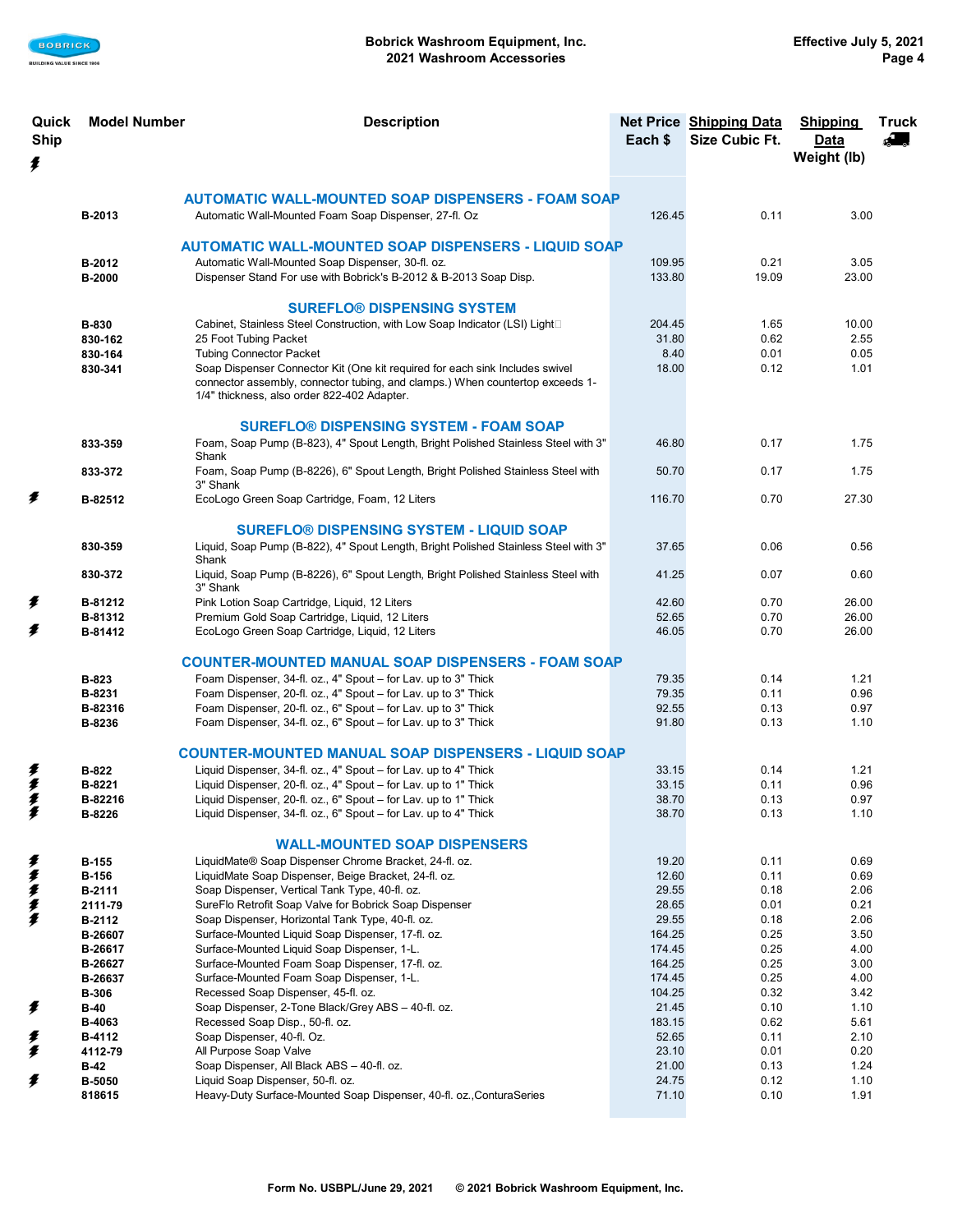| Quick Ship | Model Number | Description | Net Price Each $ | Shipping Data Size Cubic Ft. | Shipping Data Weight (lb) | Truck |
|---|---|---|---|---|---|---|
| | | **AUTOMATIC WALL-MOUNTED SOAP DISPENSERS - FOAM SOAP** | | | | |
| | B-2013 | Automatic Wall-Mounted Foam Soap Dispenser, 27-fl. Oz | 126.45 | 0.11 | 3.00 | |
| | | **AUTOMATIC WALL-MOUNTED SOAP DISPENSERS - LIQUID SOAP** | | | | |
| | B-2012 | Automatic Wall-Mounted Soap Dispenser, 30-fl. oz. | 109.95 | 0.21 | 3.05 | |
| | B-2000 | Dispenser Stand For use with Bobrick's B-2012 & B-2013 Soap Disp. | 133.80 | 19.09 | 23.00 | |
| | | **SUREFLO® DISPENSING SYSTEM** | | | | |
| | B-830 | Cabinet, Stainless Steel Construction, with Low Soap Indicator (LSI) Light | 204.45 | 1.65 | 10.00 | |
| | 830-162 | 25 Foot Tubing Packet | 31.80 | 0.62 | 2.55 | |
| | 830-164 | Tubing Connector Packet | 8.40 | 0.01 | 0.05 | |
| | 830-341 | Soap Dispenser Connector Kit (One kit required for each sink Includes swivel connector assembly, connector tubing, and clamps.) When countertop exceeds 1-1/4" thickness, also order 822-402 Adapter. | 18.00 | 0.12 | 1.01 | |
| | | **SUREFLO® DISPENSING SYSTEM - FOAM SOAP** | | | | |
| | 833-359 | Foam, Soap Pump (B-823), 4" Spout Length, Bright Polished Stainless Steel with 3" Shank | 46.80 | 0.17 | 1.75 | |
| | 833-372 | Foam, Soap Pump (B-8226), 6" Spout Length, Bright Polished Stainless Steel with 3" Shank | 50.70 | 0.17 | 1.75 | |
| ⚡ | B-82512 | EcoLogo Green Soap Cartridge, Foam, 12 Liters | 116.70 | 0.70 | 27.30 | |
| | | **SUREFLO® DISPENSING SYSTEM - LIQUID SOAP** | | | | |
| | 830-359 | Liquid, Soap Pump (B-822), 4" Spout Length, Bright Polished Stainless Steel with 3" Shank | 37.65 | 0.06 | 0.56 | |
| | 830-372 | Liquid, Soap Pump (B-8226), 6" Spout Length, Bright Polished Stainless Steel with 3" Shank | 41.25 | 0.07 | 0.60 | |
| ⚡ | B-81212 | Pink Lotion Soap Cartridge, Liquid, 12 Liters | 42.60 | 0.70 | 26.00 | |
| | B-81312 | Premium Gold Soap Cartridge, Liquid, 12 Liters | 52.65 | 0.70 | 26.00 | |
| ⚡ | B-81412 | EcoLogo Green Soap Cartridge, Liquid, 12 Liters | 46.05 | 0.70 | 26.00 | |
| | | **COUNTER-MOUNTED MANUAL SOAP DISPENSERS - FOAM SOAP** | | | | |
| | B-823 | Foam Dispenser, 34-fl. oz., 4" Spout – for Lav. up to 3" Thick | 79.35 | 0.14 | 1.21 | |
| | B-8231 | Foam Dispenser, 20-fl. oz., 4" Spout – for Lav. up to 3" Thick | 79.35 | 0.11 | 0.96 | |
| | B-82316 | Foam Dispenser, 20-fl. oz., 6" Spout – for Lav. up to 3" Thick | 92.55 | 0.13 | 0.97 | |
| | B-8236 | Foam Dispenser, 34-fl. oz., 6" Spout – for Lav. up to 3" Thick | 91.80 | 0.13 | 1.10 | |
| | | **COUNTER-MOUNTED MANUAL SOAP DISPENSERS - LIQUID SOAP** | | | | |
| ⚡ | B-822 | Liquid Dispenser, 34-fl. oz., 4" Spout – for Lav. up to 4" Thick | 33.15 | 0.14 | 1.21 | |
| ⚡ | B-8221 | Liquid Dispenser, 20-fl. oz., 4" Spout – for Lav. up to 1" Thick | 33.15 | 0.11 | 0.96 | |
| ⚡ | B-82216 | Liquid Dispenser, 20-fl. oz., 6" Spout – for Lav. up to 1" Thick | 38.70 | 0.13 | 0.97 | |
| ⚡ | B-8226 | Liquid Dispenser, 34-fl. oz., 6" Spout – for Lav. up to 4" Thick | 38.70 | 0.13 | 1.10 | |
| | | **WALL-MOUNTED SOAP DISPENSERS** | | | | |
| ⚡ | B-155 | LiquidMate® Soap Dispenser Chrome Bracket, 24-fl. oz. | 19.20 | 0.11 | 0.69 | |
| ⚡ | B-156 | LiquidMate Soap Dispenser, Beige Bracket, 24-fl. oz. | 12.60 | 0.11 | 0.69 | |
| ⚡ | B-2111 | Soap Dispenser, Vertical Tank Type, 40-fl. oz. | 29.55 | 0.18 | 2.06 | |
| ⚡ | 2111-79 | SureFlo Retrofit Soap Valve for Bobrick Soap Dispenser | 28.65 | 0.01 | 0.21 | |
| ⚡ | B-2112 | Soap Dispenser, Horizontal Tank Type, 40-fl. oz. | 29.55 | 0.18 | 2.06 | |
| | B-26607 | Surface-Mounted Liquid Soap Dispenser, 17-fl. oz. | 164.25 | 0.25 | 3.50 | |
| | B-26617 | Surface-Mounted Liquid Soap Dispenser, 1-L. | 174.45 | 0.25 | 4.00 | |
| | B-26627 | Surface-Mounted Foam Soap Dispenser, 17-fl. oz. | 164.25 | 0.25 | 3.00 | |
| | B-26637 | Surface-Mounted Foam Soap Dispenser, 1-L. | 174.45 | 0.25 | 4.00 | |
| | B-306 | Recessed Soap Dispenser, 45-fl. oz. | 104.25 | 0.32 | 3.42 | |
| ⚡ | B-40 | Soap Dispenser, 2-Tone Black/Grey ABS – 40-fl. oz. | 21.45 | 0.10 | 1.10 | |
| | B-4063 | Recessed Soap Disp., 50-fl. oz. | 183.15 | 0.62 | 5.61 | |
| ⚡ | B-4112 | Soap Dispenser, 40-fl. Oz. | 52.65 | 0.11 | 2.10 | |
| ⚡ | 4112-79 | All Purpose Soap Valve | 23.10 | 0.01 | 0.20 | |
| | B-42 | Soap Dispenser, All Black ABS – 40-fl. oz. | 21.00 | 0.13 | 1.24 | |
| ⚡ | B-5050 | Liquid Soap Dispenser, 50-fl. oz. | 24.75 | 0.12 | 1.10 | |
| | 818615 | Heavy-Duty Surface-Mounted Soap Dispenser, 40-fl. oz.,ConturaSeries | 71.10 | 0.10 | 1.91 | |

Form No. USBPL/June 29, 2021 © 2021 Bobrick Washroom Equipment, Inc.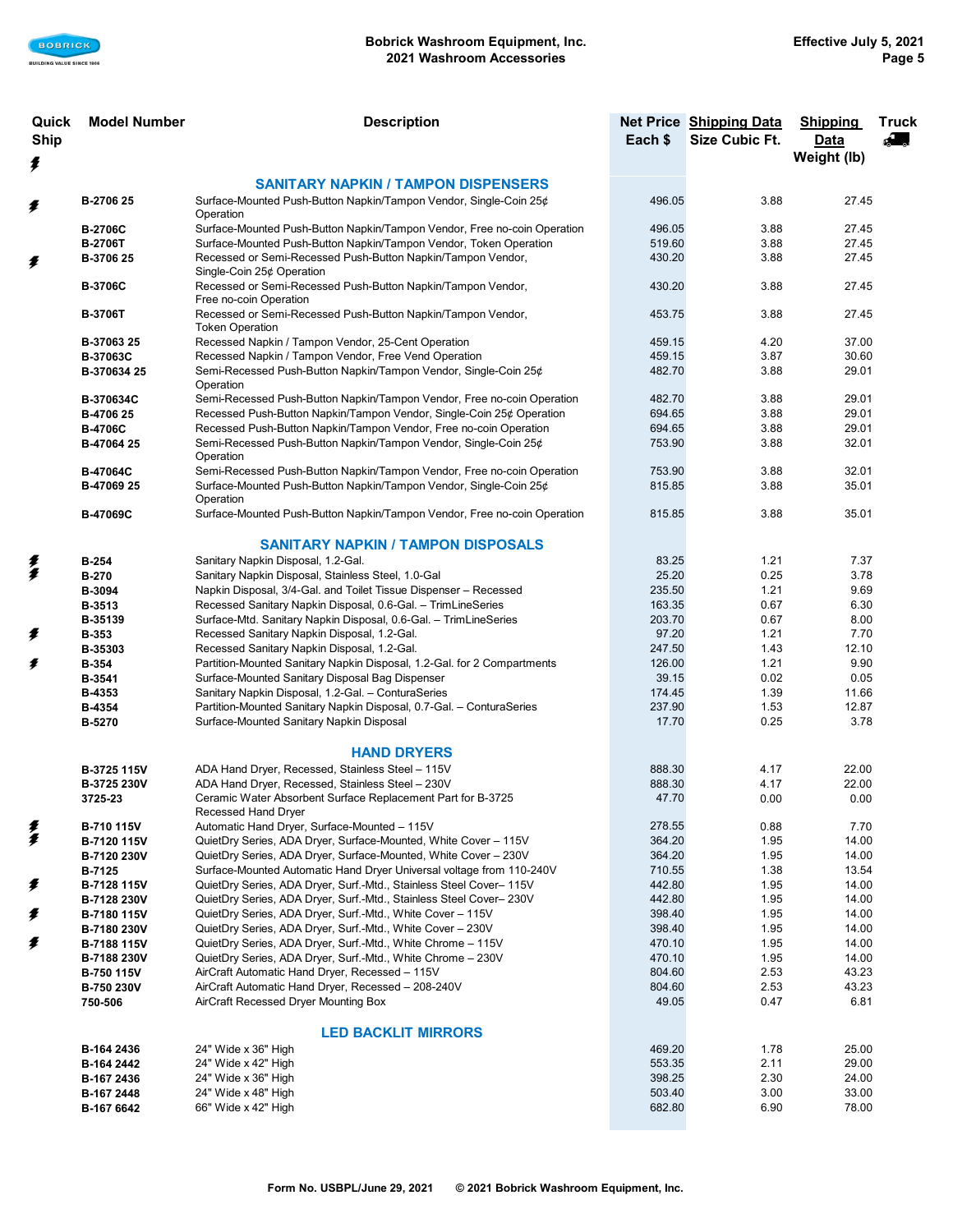| Quick Ship | Model Number | Description | Net Price Each $ | Shipping Data Size Cubic Ft. | Shipping Data Weight (lb) | Truck |
|---|---|---|---|---|---|---|
| | | **SANITARY NAPKIN / TAMPON DISPENSERS** | | | | |
| ⚡ | B-2706 25 | Surface-Mounted Push-Button Napkin/Tampon Vendor, Single-Coin 25¢ Operation | 496.05 | 3.88 | 27.45 | |
| | B-2706C | Surface-Mounted Push-Button Napkin/Tampon Vendor, Free no-coin Operation | 496.05 | 3.88 | 27.45 | |
| | B-2706T | Surface-Mounted Push-Button Napkin/Tampon Vendor, Token Operation | 519.60 | 3.88 | 27.45 | |
| ⚡ | B-3706 25 | Recessed or Semi-Recessed Push-Button Napkin/Tampon Vendor, Single-Coin 25¢ Operation | 430.20 | 3.88 | 27.45 | |
| | B-3706C | Recessed or Semi-Recessed Push-Button Napkin/Tampon Vendor, Free no-coin Operation | 430.20 | 3.88 | 27.45 | |
| | B-3706T | Recessed or Semi-Recessed Push-Button Napkin/Tampon Vendor, Token Operation | 453.75 | 3.88 | 27.45 | |
| | B-37063 25 | Recessed Napkin / Tampon Vendor, 25-Cent Operation | 459.15 | 4.20 | 37.00 | |
| | B-37063C | Recessed Napkin / Tampon Vendor, Free Vend Operation | 459.15 | 3.87 | 30.60 | |
| | B-370634 25 | Semi-Recessed Push-Button Napkin/Tampon Vendor, Single-Coin 25¢ Operation | 482.70 | 3.88 | 29.01 | |
| | B-370634C | Semi-Recessed Push-Button Napkin/Tampon Vendor, Free no-coin Operation | 482.70 | 3.88 | 29.01 | |
| | B-4706 25 | Recessed Push-Button Napkin/Tampon Vendor, Single-Coin 25¢ Operation | 694.65 | 3.88 | 29.01 | |
| | B-4706C | Recessed Push-Button Napkin/Tampon Vendor, Free no-coin Operation | 694.65 | 3.88 | 29.01 | |
| | B-47064 25 | Semi-Recessed Push-Button Napkin/Tampon Vendor, Single-Coin 25¢ Operation | 753.90 | 3.88 | 32.01 | |
| | B-47064C | Semi-Recessed Push-Button Napkin/Tampon Vendor, Free no-coin Operation | 753.90 | 3.88 | 32.01 | |
| | B-47069 25 | Surface-Mounted Push-Button Napkin/Tampon Vendor, Single-Coin 25¢ Operation | 815.85 | 3.88 | 35.01 | |
| | B-47069C | Surface-Mounted Push-Button Napkin/Tampon Vendor, Free no-coin Operation | 815.85 | 3.88 | 35.01 | |
| | | **SANITARY NAPKIN / TAMPON DISPOSALS** | | | | |
| ⚡ | B-254 | Sanitary Napkin Disposal, 1.2-Gal. | 83.25 | 1.21 | 7.37 | |
| ⚡ | B-270 | Sanitary Napkin Disposal, Stainless Steel, 1.0-Gal | 25.20 | 0.25 | 3.78 | |
| | B-3094 | Napkin Disposal, 3/4-Gal. and Toilet Tissue Dispenser – Recessed | 235.50 | 1.21 | 9.69 | |
| | B-3513 | Recessed Sanitary Napkin Disposal, 0.6-Gal. – TrimLineSeries | 163.35 | 0.67 | 6.30 | |
| | B-35139 | Surface-Mtd. Sanitary Napkin Disposal, 0.6-Gal. – TrimLineSeries | 203.70 | 0.67 | 8.00 | |
| ⚡ | B-353 | Recessed Sanitary Napkin Disposal, 1.2-Gal. | 97.20 | 1.21 | 7.70 | |
| | B-35303 | Recessed Sanitary Napkin Disposal, 1.2-Gal. | 247.50 | 1.43 | 12.10 | |
| ⚡ | B-354 | Partition-Mounted Sanitary Napkin Disposal, 1.2-Gal. for 2 Compartments | 126.00 | 1.21 | 9.90 | |
| | B-3541 | Surface-Mounted Sanitary Disposal Bag Dispenser | 39.15 | 0.02 | 0.05 | |
| | B-4353 | Sanitary Napkin Disposal, 1.2-Gal. – ConturaSeries | 174.45 | 1.39 | 11.66 | |
| | B-4354 | Partition-Mounted Sanitary Napkin Disposal, 0.7-Gal. – ConturaSeries | 237.90 | 1.53 | 12.87 | |
| | B-5270 | Surface-Mounted Sanitary Napkin Disposal | 17.70 | 0.25 | 3.78 | |
| | | **HAND DRYERS** | | | | |
| | B-3725 115V | ADA Hand Dryer, Recessed, Stainless Steel – 115V | 888.30 | 4.17 | 22.00 | |
| | B-3725 230V | ADA Hand Dryer, Recessed, Stainless Steel – 230V | 888.30 | 4.17 | 22.00 | |
| | 3725-23 | Ceramic Water Absorbent Surface Replacement Part for B-3725 Recessed Hand Dryer | 47.70 | 0.00 | 0.00 | |
| ⚡ | B-710 115V | Automatic Hand Dryer, Surface-Mounted – 115V | 278.55 | 0.88 | 7.70 | |
| ⚡ | B-7120 115V | QuietDry Series, ADA Dryer, Surface-Mounted, White Cover – 115V | 364.20 | 1.95 | 14.00 | |
| | B-7120 230V | QuietDry Series, ADA Dryer, Surface-Mounted, White Cover – 230V | 364.20 | 1.95 | 14.00 | |
| | B-7125 | Surface-Mounted Automatic Hand Dryer Universal voltage from 110-240V | 710.55 | 1.38 | 13.54 | |
| ⚡ | B-7128 115V | QuietDry Series, ADA Dryer, Surf.-Mtd., Stainless Steel Cover– 115V | 442.80 | 1.95 | 14.00 | |
| | B-7128 230V | QuietDry Series, ADA Dryer, Surf.-Mtd., Stainless Steel Cover– 230V | 442.80 | 1.95 | 14.00 | |
| ⚡ | B-7180 115V | QuietDry Series, ADA Dryer, Surf.-Mtd., White Cover – 115V | 398.40 | 1.95 | 14.00 | |
| | B-7180 230V | QuietDry Series, ADA Dryer, Surf.-Mtd., White Cover – 230V | 398.40 | 1.95 | 14.00 | |
| ⚡ | B-7188 115V | QuietDry Series, ADA Dryer, Surf.-Mtd., White Chrome – 115V | 470.10 | 1.95 | 14.00 | |
| | B-7188 230V | QuietDry Series, ADA Dryer, Surf.-Mtd., White Chrome – 230V | 470.10 | 1.95 | 14.00 | |
| | B-750 115V | AirCraft Automatic Hand Dryer, Recessed – 115V | 804.60 | 2.53 | 43.23 | |
| | B-750 230V | AirCraft Automatic Hand Dryer, Recessed – 208-240V | 804.60 | 2.53 | 43.23 | |
| | 750-506 | AirCraft Recessed Dryer Mounting Box | 49.05 | 0.47 | 6.81 | |
| | | **LED BACKLIT MIRRORS** | | | | |
| | B-164 2436 | 24" Wide x 36" High | 469.20 | 1.78 | 25.00 | |
| | B-164 2442 | 24" Wide x 42" High | 553.35 | 2.11 | 29.00 | |
| | B-167 2436 | 24" Wide x 36" High | 398.25 | 2.30 | 24.00 | |
| | B-167 2448 | 24" Wide x 48" High | 503.40 | 3.00 | 33.00 | |
| | B-167 6642 | 66" Wide x 42" High | 682.80 | 6.90 | 78.00 | |

Form No. USBPL/June 29, 2021 © 2021 Bobrick Washroom Equipment, Inc.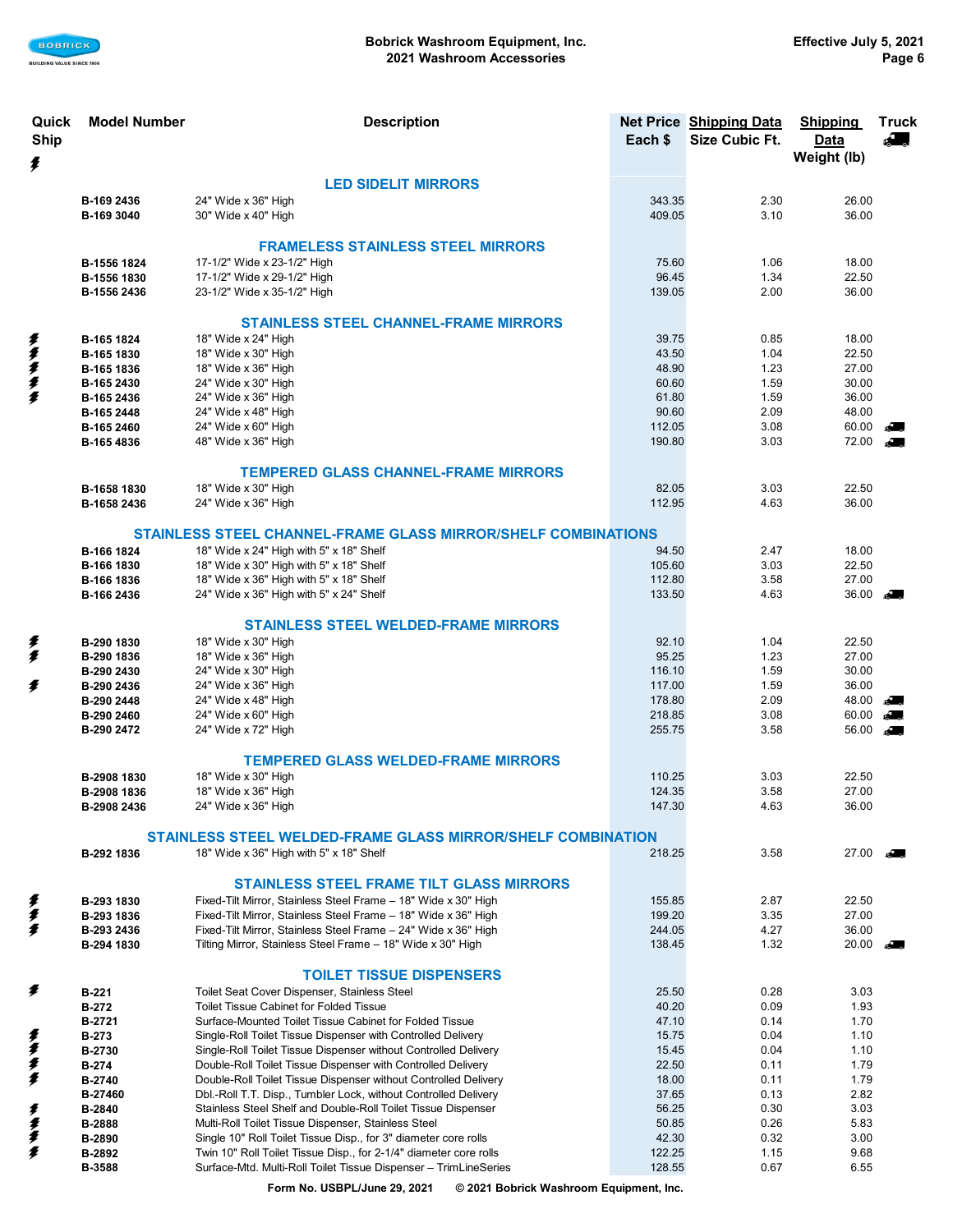| Quick Ship | Model Number | Description | Net Price Each $ | Shipping Data Size Cubic Ft. | Shipping Data Weight (lb) | Truck |
|---|---|---|---|---|---|---|
| | | **LED SIDELIT MIRRORS** | | | | |
| | **B-169 2436** | 24" Wide x 36" High | 343.35 | 2.30 | 26.00 | |
| | **B-169 3040** | 30" Wide x 40" High | 409.05 | 3.10 | 36.00 | |
| | | **FRAMELESS STAINLESS STEEL MIRRORS** | | | | |
| | **B-1556 1824** | 17-1/2" Wide x 23-1/2" High | 75.60 | 1.06 | 18.00 | |
| | **B-1556 1830** | 17-1/2" Wide x 29-1/2" High | 96.45 | 1.34 | 22.50 | |
| | **B-1556 2436** | 23-1/2" Wide x 35-1/2" High | 139.05 | 2.00 | 36.00 | |
| | | **STAINLESS STEEL CHANNEL-FRAME MIRRORS** | | | | |
| ⚡ | **B-165 1824** | 18" Wide x 24" High | 39.75 | 0.85 | 18.00 | |
| ⚡ | **B-165 1830** | 18" Wide x 30" High | 43.50 | 1.04 | 22.50 | |
| ⚡ | **B-165 1836** | 18" Wide x 36" High | 48.90 | 1.23 | 27.00 | |
| ⚡ | **B-165 2430** | 24" Wide x 30" High | 60.60 | 1.59 | 30.00 | |
| ⚡ | **B-165 2436** | 24" Wide x 36" High | 61.80 | 1.59 | 36.00 | |
| | **B-165 2448** | 24" Wide x 48" High | 90.60 | 2.09 | 48.00 | |
| | **B-165 2460** | 24" Wide x 60" High | 112.05 | 3.08 | 60.00 | 🚚 |
| | **B-165 4836** | 48" Wide x 36" High | 190.80 | 3.03 | 72.00 | 🚚 |
| | | **TEMPERED GLASS CHANNEL-FRAME MIRRORS** | | | | |
| | **B-1658 1830** | 18" Wide x 30" High | 82.05 | 3.03 | 22.50 | |
| | **B-1658 2436** | 24" Wide x 36" High | 112.95 | 4.63 | 36.00 | |
| | | **STAINLESS STEEL CHANNEL-FRAME GLASS MIRROR/SHELF COMBINATIONS** | | | | |
| | **B-166 1824** | 18" Wide x 24" High with 5" x 18" Shelf | 94.50 | 2.47 | 18.00 | |
| | **B-166 1830** | 18" Wide x 30" High with 5" x 18" Shelf | 105.60 | 3.03 | 22.50 | |
| | **B-166 1836** | 18" Wide x 36" High with 5" x 18" Shelf | 112.80 | 3.58 | 27.00 | |
| | **B-166 2436** | 24" Wide x 36" High with 5" x 24" Shelf | 133.50 | 4.63 | 36.00 | 🚚 |
| | | **STAINLESS STEEL WELDED-FRAME MIRRORS** | | | | |
| ⚡ | **B-290 1830** | 18" Wide x 30" High | 92.10 | 1.04 | 22.50 | |
| ⚡ | **B-290 1836** | 18" Wide x 36" High | 95.25 | 1.23 | 27.00 | |
| | **B-290 2430** | 24" Wide x 30" High | 116.10 | 1.59 | 30.00 | |
| ⚡ | **B-290 2436** | 24" Wide x 36" High | 117.00 | 1.59 | 36.00 | |
| | **B-290 2448** | 24" Wide x 48" High | 178.80 | 2.09 | 48.00 | 🚚 |
| | **B-290 2460** | 24" Wide x 60" High | 218.85 | 3.08 | 60.00 | 🚚 |
| | **B-290 2472** | 24" Wide x 72" High | 255.75 | 3.58 | 56.00 | 🚚 |
| | | **TEMPERED GLASS WELDED-FRAME MIRRORS** | | | | |
| | **B-2908 1830** | 18" Wide x 30" High | 110.25 | 3.03 | 22.50 | |
| | **B-2908 1836** | 18" Wide x 36" High | 124.35 | 3.58 | 27.00 | |
| | **B-2908 2436** | 24" Wide x 36" High | 147.30 | 4.63 | 36.00 | |
| | | **STAINLESS STEEL WELDED-FRAME GLASS MIRROR/SHELF COMBINATION** | | | | |
| | **B-292 1836** | 18" Wide x 36" High with 5" x 18" Shelf | 218.25 | 3.58 | 27.00 | 🚚 |
| | | **STAINLESS STEEL FRAME TILT GLASS MIRRORS** | | | | |
| ⚡ | **B-293 1830** | Fixed-Tilt Mirror, Stainless Steel Frame – 18" Wide x 30" High | 155.85 | 2.87 | 22.50 | |
| ⚡ | **B-293 1836** | Fixed-Tilt Mirror, Stainless Steel Frame – 18" Wide x 36" High | 199.20 | 3.35 | 27.00 | |
| ⚡ | **B-293 2436** | Fixed-Tilt Mirror, Stainless Steel Frame – 24" Wide x 36" High | 244.05 | 4.27 | 36.00 | |
| | **B-294 1830** | Tilting Mirror, Stainless Steel Frame – 18" Wide x 30" High | 138.45 | 1.32 | 20.00 | 🚚 |
| | | **TOILET TISSUE DISPENSERS** | | | | |
| ⚡ | **B-221** | Toilet Seat Cover Dispenser, Stainless Steel | 25.50 | 0.28 | 3.03 | |
| | **B-272** | Toilet Tissue Cabinet for Folded Tissue | 40.20 | 0.09 | 1.93 | |
| | **B-2721** | Surface-Mounted Toilet Tissue Cabinet for Folded Tissue | 47.10 | 0.14 | 1.70 | |
| ⚡ | **B-273** | Single-Roll Toilet Tissue Dispenser with Controlled Delivery | 15.75 | 0.04 | 1.10 | |
| ⚡ | **B-2730** | Single-Roll Toilet Tissue Dispenser without Controlled Delivery | 15.45 | 0.04 | 1.10 | |
| ⚡ | **B-274** | Double-Roll Toilet Tissue Dispenser with Controlled Delivery | 22.50 | 0.11 | 1.79 | |
| ⚡ | **B-2740** | Double-Roll Toilet Tissue Dispenser without Controlled Delivery | 18.00 | 0.11 | 1.79 | |
| | **B-27460** | Dbl.-Roll T.T. Disp., Tumbler Lock, without Controlled Delivery | 37.65 | 0.13 | 2.82 | |
| ⚡ | **B-2840** | Stainless Steel Shelf and Double-Roll Toilet Tissue Dispenser | 56.25 | 0.30 | 3.03 | |
| ⚡ | **B-2888** | Multi-Roll Toilet Tissue Dispenser, Stainless Steel | 50.85 | 0.26 | 5.83 | |
| ⚡ | **B-2890** | Single 10" Roll Toilet Tissue Disp., for 3" diameter core rolls | 42.30 | 0.32 | 3.00 | |
| ⚡ | **B-2892** | Twin 10" Roll Toilet Tissue Disp., for 2-1/4" diameter core rolls | 122.25 | 1.15 | 9.68 | |
| | **B-3588** | Surface-Mtd. Multi-Roll Toilet Tissue Dispenser – TrimLineSeries | 128.55 | 0.67 | 6.55 | |

Form No. USBPL/June 29, 2021 © 2021 Bobrick Washroom Equipment, Inc.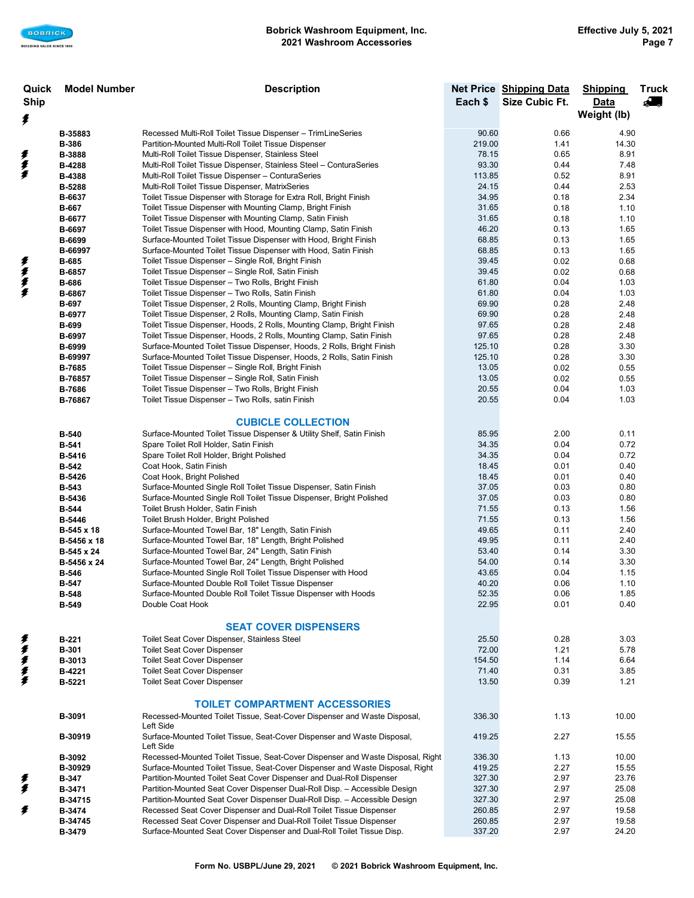| Quick Ship | Model Number | Description | Net Price Each $ | Shipping Data Size Cubic Ft. | Shipping Data Weight (lb) | Truck |
|---|---|---|---|---|---|---|
| | B-35883 | Recessed Multi-Roll Toilet Tissue Dispenser – TrimLineSeries | 90.60 | 0.66 | 4.90 | |
| | B-386 | Partition-Mounted Multi-Roll Toilet Tissue Dispenser | 219.00 | 1.41 | 14.30 | |
| ⚡ | B-3888 | Multi-Roll Toilet Tissue Dispenser, Stainless Steel | 78.15 | 0.65 | 8.91 | |
| ⚡ | B-4288 | Multi-Roll Toilet Tissue Dispenser, Stainless Steel – ConturaSeries | 93.30 | 0.44 | 7.48 | |
| ⚡ | B-4388 | Multi-Roll Toilet Tissue Dispenser – ConturaSeries | 113.85 | 0.52 | 8.91 | |
| | B-5288 | Multi-Roll Toilet Tissue Dispenser, MatrixSeries | 24.15 | 0.44 | 2.53 | |
| | B-6637 | Toilet Tissue Dispenser with Storage for Extra Roll, Bright Finish | 34.95 | 0.18 | 2.34 | |
| | B-667 | Toilet Tissue Dispenser with Mounting Clamp, Bright Finish | 31.65 | 0.18 | 1.10 | |
| | B-6677 | Toilet Tissue Dispenser with Mounting Clamp, Satin Finish | 31.65 | 0.18 | 1.10 | |
| | B-6697 | Toilet Tissue Dispenser with Hood, Mounting Clamp, Satin Finish | 46.20 | 0.13 | 1.65 | |
| | B-6699 | Surface-Mounted Toilet Tissue Dispenser with Hood, Bright Finish | 68.85 | 0.13 | 1.65 | |
| | B-66997 | Surface-Mounted Toilet Tissue Dispenser with Hood, Satin Finish | 68.85 | 0.13 | 1.65 | |
| ⚡ | B-685 | Toilet Tissue Dispenser – Single Roll, Bright Finish | 39.45 | 0.02 | 0.68 | |
| ⚡ | B-6857 | Toilet Tissue Dispenser – Single Roll, Satin Finish | 39.45 | 0.02 | 0.68 | |
| ⚡ | B-686 | Toilet Tissue Dispenser – Two Rolls, Bright Finish | 61.80 | 0.04 | 1.03 | |
| ⚡ | B-6867 | Toilet Tissue Dispenser – Two Rolls, Satin Finish | 61.80 | 0.04 | 1.03 | |
| | B-697 | Toilet Tissue Dispenser, 2 Rolls, Mounting Clamp, Bright Finish | 69.90 | 0.28 | 2.48 | |
| | B-6977 | Toilet Tissue Dispenser, 2 Rolls, Mounting Clamp, Satin Finish | 69.90 | 0.28 | 2.48 | |
| | B-699 | Toilet Tissue Dispenser, Hoods, 2 Rolls, Mounting Clamp, Bright Finish | 97.65 | 0.28 | 2.48 | |
| | B-6997 | Toilet Tissue Dispenser, Hoods, 2 Rolls, Mounting Clamp, Satin Finish | 97.65 | 0.28 | 2.48 | |
| | B-6999 | Surface-Mounted Toilet Tissue Dispenser, Hoods, 2 Rolls, Bright Finish | 125.10 | 0.28 | 3.30 | |
| | B-69997 | Surface-Mounted Toilet Tissue Dispenser, Hoods, 2 Rolls, Satin Finish | 125.10 | 0.28 | 3.30 | |
| | B-7685 | Toilet Tissue Dispenser – Single Roll, Bright Finish | 13.05 | 0.02 | 0.55 | |
| | B-76857 | Toilet Tissue Dispenser – Single Roll, Satin Finish | 13.05 | 0.02 | 0.55 | |
| | B-7686 | Toilet Tissue Dispenser – Two Rolls, Bright Finish | 20.55 | 0.04 | 1.03 | |
| | B-76867 | Toilet Tissue Dispenser – Two Rolls, satin Finish | 20.55 | 0.04 | 1.03 | |
| | | **CUBICLE COLLECTION** | | | | |
| | B-540 | Surface-Mounted Toilet Tissue Dispenser & Utility Shelf, Satin Finish | 85.95 | 2.00 | 0.11 | |
| | B-541 | Spare Toilet Roll Holder, Satin Finish | 34.35 | 0.04 | 0.72 | |
| | B-5416 | Spare Toilet Roll Holder, Bright Polished | 34.35 | 0.04 | 0.72 | |
| | B-542 | Coat Hook, Satin Finish | 18.45 | 0.01 | 0.40 | |
| | B-5426 | Coat Hook, Bright Polished | 18.45 | 0.01 | 0.40 | |
| | B-543 | Surface-Mounted Single Roll Toilet Tissue Dispenser, Satin Finish | 37.05 | 0.03 | 0.80 | |
| | B-5436 | Surface-Mounted Single Roll Toilet Tissue Dispenser, Bright Polished | 37.05 | 0.03 | 0.80 | |
| | B-544 | Toilet Brush Holder, Satin Finish | 71.55 | 0.13 | 1.56 | |
| | B-5446 | Toilet Brush Holder, Bright Polished | 71.55 | 0.13 | 1.56 | |
| | B-545 x 18 | Surface-Mounted Towel Bar, 18" Length, Satin Finish | 49.65 | 0.11 | 2.40 | |
| | B-5456 x 18 | Surface-Mounted Towel Bar, 18" Length, Bright Polished | 49.95 | 0.11 | 2.40 | |
| | B-545 x 24 | Surface-Mounted Towel Bar, 24" Length, Satin Finish | 53.40 | 0.14 | 3.30 | |
| | B-5456 x 24 | Surface-Mounted Towel Bar, 24" Length, Bright Polished | 54.00 | 0.14 | 3.30 | |
| | B-546 | Surface-Mounted Single Roll Toilet Tissue Dispenser with Hood | 43.65 | 0.04 | 1.15 | |
| | B-547 | Surface-Mounted Double Roll Toilet Tissue Dispenser | 40.20 | 0.06 | 1.10 | |
| | B-548 | Surface-Mounted Double Roll Toilet Tissue Dispenser with Hoods | 52.35 | 0.06 | 1.85 | |
| | B-549 | Double Coat Hook | 22.95 | 0.01 | 0.40 | |
| | | **SEAT COVER DISPENSERS** | | | | |
| ⚡ | B-221 | Toilet Seat Cover Dispenser, Stainless Steel | 25.50 | 0.28 | 3.03 | |
| ⚡ | B-301 | Toilet Seat Cover Dispenser | 72.00 | 1.21 | 5.78 | |
| ⚡ | B-3013 | Toilet Seat Cover Dispenser | 154.50 | 1.14 | 6.64 | |
| ⚡ | B-4221 | Toilet Seat Cover Dispenser | 71.40 | 0.31 | 3.85 | |
| ⚡ | B-5221 | Toilet Seat Cover Dispenser | 13.50 | 0.39 | 1.21 | |
| | | **TOILET COMPARTMENT ACCESSORIES** | | | | |
| | B-3091 | Recessed-Mounted Toilet Tissue, Seat-Cover Dispenser and Waste Disposal, Left Side | 336.30 | 1.13 | 10.00 | |
| | B-30919 | Surface-Mounted Toilet Tissue, Seat-Cover Dispenser and Waste Disposal, Left Side | 419.25 | 2.27 | 15.55 | |
| | B-3092 | Recessed-Mounted Toilet Tissue, Seat-Cover Dispenser and Waste Disposal, Right | 336.30 | 1.13 | 10.00 | |
| | B-30929 | Surface-Mounted Toilet Tissue, Seat-Cover Dispenser and Waste Disposal, Right | 419.25 | 2.27 | 15.55 | |
| ⚡ | B-347 | Partition-Mounted Toilet Seat Cover Dispenser and Dual-Roll Dispenser | 327.30 | 2.97 | 23.76 | |
| ⚡ | B-3471 | Partition-Mounted Seat Cover Dispenser Dual-Roll Disp. – Accessible Design | 327.30 | 2.97 | 25.08 | |
| | B-34715 | Partition-Mounted Seat Cover Dispenser Dual-Roll Disp. – Accessible Design | 327.30 | 2.97 | 25.08 | |
| ⚡ | B-3474 | Recessed Seat Cover Dispenser and Dual-Roll Toilet Tissue Dispenser | 260.85 | 2.97 | 19.58 | |
| | B-34745 | Recessed Seat Cover Dispenser and Dual-Roll Toilet Tissue Dispenser | 260.85 | 2.97 | 19.58 | |
| | B-3479 | Surface-Mounted Seat Cover Dispenser and Dual-Roll Toilet Tissue Disp. | 337.20 | 2.97 | 24.20 | |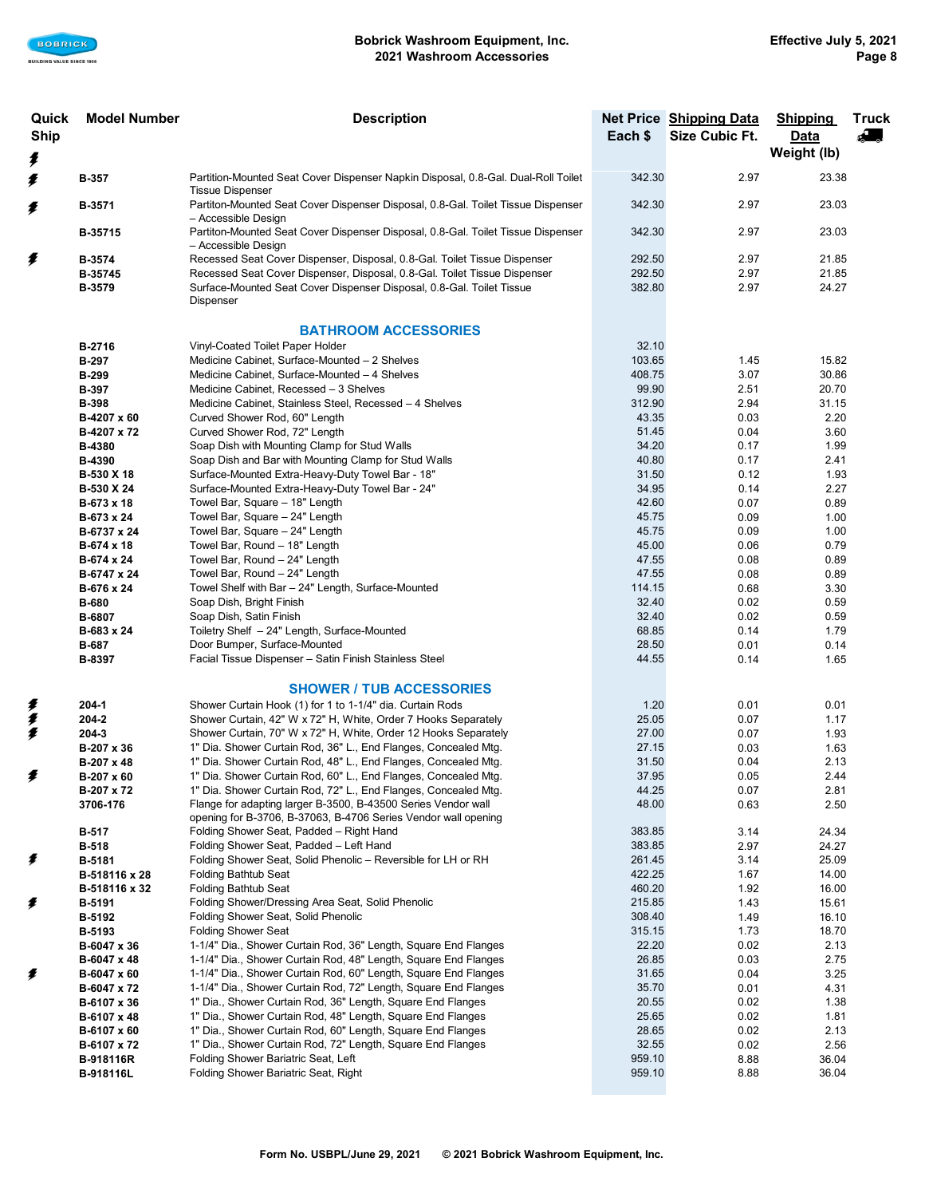| Quick Ship ⚡ | Model Number | Description | Net Price Each $ | Shipping Data Size Cubic Ft. | Shipping Data Weight (lb) | Truck |
|---|---|---|---|---|---|---|
| ⚡ | B-357 | Partition-Mounted Seat Cover Dispenser Napkin Disposal, 0.8-Gal. Dual-Roll Toilet Tissue Dispenser | 342.30 | 2.97 | 23.38 | |
| ⚡ | B-3571 | Partiton-Mounted Seat Cover Dispenser Disposal, 0.8-Gal. Toilet Tissue Dispenser – Accessible Design | 342.30 | 2.97 | 23.03 | |
| | B-35715 | Partiton-Mounted Seat Cover Dispenser Disposal, 0.8-Gal. Toilet Tissue Dispenser – Accessible Design | 342.30 | 2.97 | 23.03 | |
| ⚡ | B-3574 | Recessed Seat Cover Dispenser, Disposal, 0.8-Gal. Toilet Tissue Dispenser | 292.50 | 2.97 | 21.85 | |
| | B-35745 | Recessed Seat Cover Dispenser, Disposal, 0.8-Gal. Toilet Tissue Dispenser | 292.50 | 2.97 | 21.85 | |
| | B-3579 | Surface-Mounted Seat Cover Dispenser Disposal, 0.8-Gal. Toilet Tissue Dispenser | 382.80 | 2.97 | 24.27 | |
| | | **BATHROOM ACCESSORIES** | | | | |
| | B-2716 | Vinyl-Coated Toilet Paper Holder | 32.10 | | | |
| | B-297 | Medicine Cabinet, Surface-Mounted – 2 Shelves | 103.65 | 1.45 | 15.82 | |
| | B-299 | Medicine Cabinet, Surface-Mounted – 4 Shelves | 408.75 | 3.07 | 30.86 | |
| | B-397 | Medicine Cabinet, Recessed – 3 Shelves | 99.90 | 2.51 | 20.70 | |
| | B-398 | Medicine Cabinet, Stainless Steel, Recessed – 4 Shelves | 312.90 | 2.94 | 31.15 | |
| | B-4207 x 60 | Curved Shower Rod, 60" Length | 43.35 | 0.03 | 2.20 | |
| | B-4207 x 72 | Curved Shower Rod, 72" Length | 51.45 | 0.04 | 3.60 | |
| | B-4380 | Soap Dish with Mounting Clamp for Stud Walls | 34.20 | 0.17 | 1.99 | |
| | B-4390 | Soap Dish and Bar with Mounting Clamp for Stud Walls | 40.80 | 0.17 | 2.41 | |
| | B-530 X 18 | Surface-Mounted Extra-Heavy-Duty Towel Bar - 18" | 31.50 | 0.12 | 1.93 | |
| | B-530 X 24 | Surface-Mounted Extra-Heavy-Duty Towel Bar - 24" | 34.95 | 0.14 | 2.27 | |
| | B-673 x 18 | Towel Bar, Square – 18" Length | 42.60 | 0.07 | 0.89 | |
| | B-673 x 24 | Towel Bar, Square – 24" Length | 45.75 | 0.09 | 1.00 | |
| | B-6737 x 24 | Towel Bar, Square – 24" Length | 45.75 | 0.09 | 1.00 | |
| | B-674 x 18 | Towel Bar, Round – 18" Length | 45.00 | 0.06 | 0.79 | |
| | B-674 x 24 | Towel Bar, Round – 24" Length | 47.55 | 0.08 | 0.89 | |
| | B-6747 x 24 | Towel Bar, Round – 24" Length | 47.55 | 0.08 | 0.89 | |
| | B-676 x 24 | Towel Shelf with Bar – 24" Length, Surface-Mounted | 114.15 | 0.68 | 3.30 | |
| | B-680 | Soap Dish, Bright Finish | 32.40 | 0.02 | 0.59 | |
| | B-6807 | Soap Dish, Satin Finish | 32.40 | 0.02 | 0.59 | |
| | B-683 x 24 | Toiletry Shelf – 24" Length, Surface-Mounted | 68.85 | 0.14 | 1.79 | |
| | B-687 | Door Bumper, Surface-Mounted | 28.50 | 0.01 | 0.14 | |
| | B-8397 | Facial Tissue Dispenser – Satin Finish Stainless Steel | 44.55 | 0.14 | 1.65 | |
| | | **SHOWER / TUB ACCESSORIES** | | | | |
| ⚡ | 204-1 | Shower Curtain Hook (1) for 1 to 1-1/4" dia. Curtain Rods | 1.20 | 0.01 | 0.01 | |
| ⚡ | 204-2 | Shower Curtain, 42" W x 72" H, White, Order 7 Hooks Separately | 25.05 | 0.07 | 1.17 | |
| ⚡ | 204-3 | Shower Curtain, 70" W x 72" H, White, Order 12 Hooks Separately | 27.00 | 0.07 | 1.93 | |
| | B-207 x 36 | 1" Dia. Shower Curtain Rod, 36" L., End Flanges, Concealed Mtg. | 27.15 | 0.03 | 1.63 | |
| | B-207 x 48 | 1" Dia. Shower Curtain Rod, 48" L., End Flanges, Concealed Mtg. | 31.50 | 0.04 | 2.13 | |
| ⚡ | B-207 x 60 | 1" Dia. Shower Curtain Rod, 60" L., End Flanges, Concealed Mtg. | 37.95 | 0.05 | 2.44 | |
| | B-207 x 72 | 1" Dia. Shower Curtain Rod, 72" L., End Flanges, Concealed Mtg. | 44.25 | 0.07 | 2.81 | |
| | 3706-176 | Flange for adapting larger B-3500, B-43500 Series Vendor wall opening for B-3706, B-37063, B-4706 Series Vendor wall opening | 48.00 | 0.63 | 2.50 | |
| | B-517 | Folding Shower Seat, Padded – Right Hand | 383.85 | 3.14 | 24.34 | |
| | B-518 | Folding Shower Seat, Padded – Left Hand | 383.85 | 2.97 | 24.27 | |
| ⚡ | B-5181 | Folding Shower Seat, Solid Phenolic – Reversible for LH or RH | 261.45 | 3.14 | 25.09 | |
| | B-518116 x 28 | Folding Bathtub Seat | 422.25 | 1.67 | 14.00 | |
| | B-518116 x 32 | Folding Bathtub Seat | 460.20 | 1.92 | 16.00 | |
| ⚡ | B-5191 | Folding Shower/Dressing Area Seat, Solid Phenolic | 215.85 | 1.43 | 15.61 | |
| | B-5192 | Folding Shower Seat, Solid Phenolic | 308.40 | 1.49 | 16.10 | |
| | B-5193 | Folding Shower Seat | 315.15 | 1.73 | 18.70 | |
| | B-6047 x 36 | 1-1/4" Dia., Shower Curtain Rod, 36" Length, Square End Flanges | 22.20 | 0.02 | 2.13 | |
| | B-6047 x 48 | 1-1/4" Dia., Shower Curtain Rod, 48" Length, Square End Flanges | 26.85 | 0.03 | 2.75 | |
| ⚡ | B-6047 x 60 | 1-1/4" Dia., Shower Curtain Rod, 60" Length, Square End Flanges | 31.65 | 0.04 | 3.25 | |
| | B-6047 x 72 | 1-1/4" Dia., Shower Curtain Rod, 72" Length, Square End Flanges | 35.70 | 0.01 | 4.31 | |
| | B-6107 x 36 | 1" Dia., Shower Curtain Rod, 36" Length, Square End Flanges | 20.55 | 0.02 | 1.38 | |
| | B-6107 x 48 | 1" Dia., Shower Curtain Rod, 48" Length, Square End Flanges | 25.65 | 0.02 | 1.81 | |
| | B-6107 x 60 | 1" Dia., Shower Curtain Rod, 60" Length, Square End Flanges | 28.65 | 0.02 | 2.13 | |
| | B-6107 x 72 | 1" Dia., Shower Curtain Rod, 72" Length, Square End Flanges | 32.55 | 0.02 | 2.56 | |
| | B-918116R | Folding Shower Bariatric Seat, Left | 959.10 | 8.88 | 36.04 | |
| | B-918116L | Folding Shower Bariatric Seat, Right | 959.10 | 8.88 | 36.04 | |

Form No. USBPL/June 29, 2021 © 2021 Bobrick Washroom Equipment, Inc.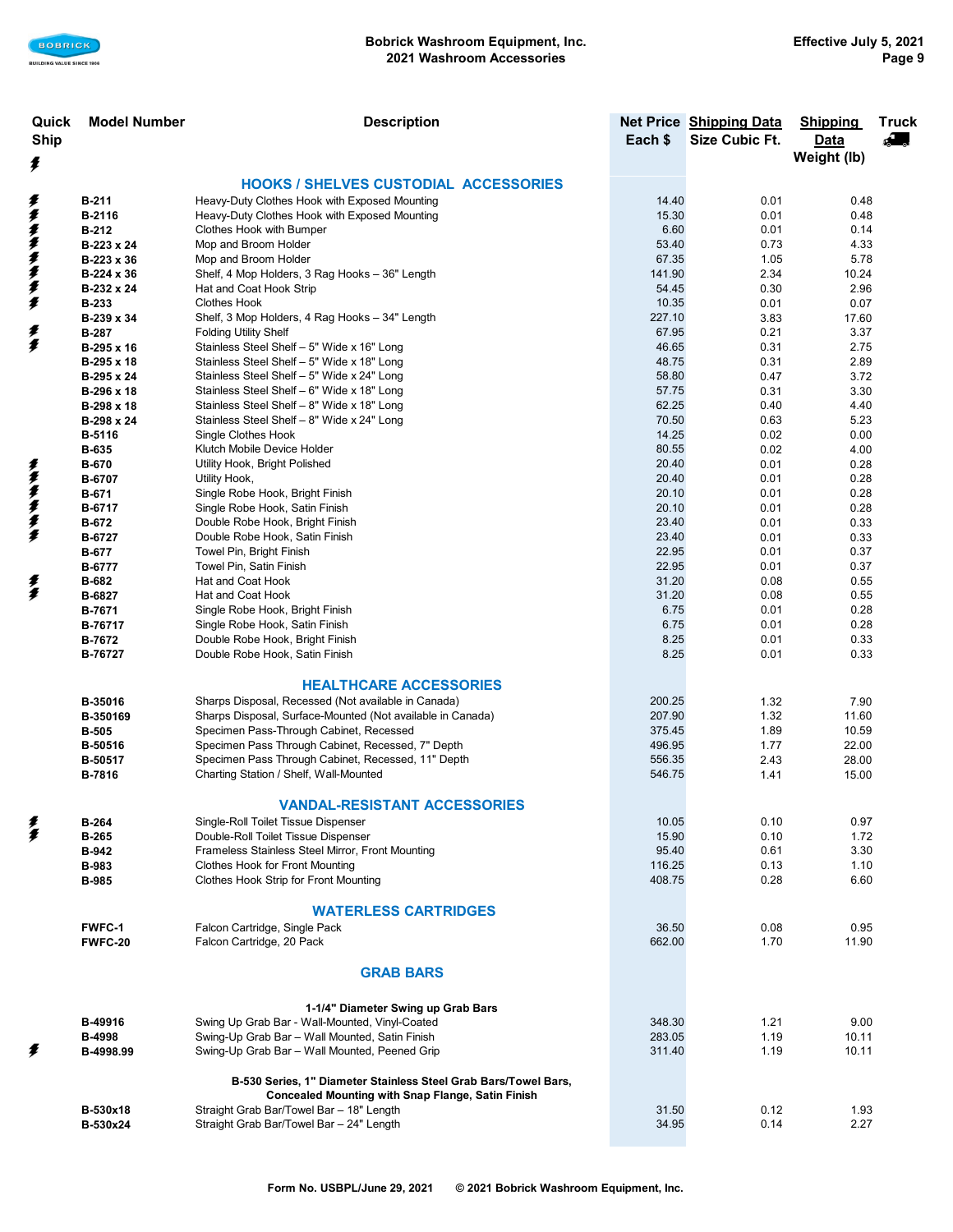Bobrick Washroom Equipment, Inc.
2021 Washroom Accessories

Effective July 5, 2021

| Quick Ship | Model Number | Description | Net Price Each $ | Shipping Data Size Cubic Ft. | Shipping Data Weight (lb) | Truck |
|---|---|---|---|---|---|---|
| | | **HOOKS / SHELVES CUSTODIAL ACCESSORIES** | | | | |
| ⚡ | **B-211** | Heavy-Duty Clothes Hook with Exposed Mounting | 14.40 | 0.01 | 0.48 | |
| ⚡ | **B-2116** | Heavy-Duty Clothes Hook with Exposed Mounting | 15.30 | 0.01 | 0.48 | |
| ⚡ | **B-212** | Clothes Hook with Bumper | 6.60 | 0.01 | 0.14 | |
| ⚡ | **B-223 x 24** | Mop and Broom Holder | 53.40 | 0.73 | 4.33 | |
| ⚡ | **B-223 x 36** | Mop and Broom Holder | 67.35 | 1.05 | 5.78 | |
| ⚡ | **B-224 x 36** | Shelf, 4 Mop Holders, 3 Rag Hooks – 36" Length | 141.90 | 2.34 | 10.24 | |
| ⚡ | **B-232 x 24** | Hat and Coat Hook Strip | 54.45 | 0.30 | 2.96 | |
| ⚡ | **B-233** | Clothes Hook | 10.35 | 0.01 | 0.07 | |
| | **B-239 x 34** | Shelf, 3 Mop Holders, 4 Rag Hooks – 34" Length | 227.10 | 3.83 | 17.60 | |
| ⚡ | **B-287** | Folding Utility Shelf | 67.95 | 0.21 | 3.37 | |
| ⚡ | **B-295 x 16** | Stainless Steel Shelf – 5" Wide x 16" Long | 46.65 | 0.31 | 2.75 | |
| | **B-295 x 18** | Stainless Steel Shelf – 5" Wide x 18" Long | 48.75 | 0.31 | 2.89 | |
| | **B-295 x 24** | Stainless Steel Shelf – 5" Wide x 24" Long | 58.80 | 0.47 | 3.72 | |
| | **B-296 x 18** | Stainless Steel Shelf – 6" Wide x 18" Long | 57.75 | 0.31 | 3.30 | |
| | **B-298 x 18** | Stainless Steel Shelf – 8" Wide x 18" Long | 62.25 | 0.40 | 4.40 | |
| | **B-298 x 24** | Stainless Steel Shelf – 8" Wide x 24" Long | 70.50 | 0.63 | 5.23 | |
| | **B-5116** | Single Clothes Hook | 14.25 | 0.02 | 0.00 | |
| | **B-635** | Klutch Mobile Device Holder | 80.55 | 0.02 | 4.00 | |
| ⚡ | **B-670** | Utility Hook, Bright Polished | 20.40 | 0.01 | 0.28 | |
| ⚡ | **B-6707** | Utility Hook, | 20.40 | 0.01 | 0.28 | |
| ⚡ | **B-671** | Single Robe Hook, Bright Finish | 20.10 | 0.01 | 0.28 | |
| ⚡ | **B-6717** | Single Robe Hook, Satin Finish | 20.10 | 0.01 | 0.28 | |
| ⚡ | **B-672** | Double Robe Hook, Bright Finish | 23.40 | 0.01 | 0.33 | |
| ⚡ | **B-6727** | Double Robe Hook, Satin Finish | 23.40 | 0.01 | 0.33 | |
| | **B-677** | Towel Pin, Bright Finish | 22.95 | 0.01 | 0.37 | |
| | **B-6777** | Towel Pin, Satin Finish | 22.95 | 0.01 | 0.37 | |
| ⚡ | **B-682** | Hat and Coat Hook | 31.20 | 0.08 | 0.55 | |
| ⚡ | **B-6827** | Hat and Coat Hook | 31.20 | 0.08 | 0.55 | |
| | **B-7671** | Single Robe Hook, Bright Finish | 6.75 | 0.01 | 0.28 | |
| | **B-76717** | Single Robe Hook, Satin Finish | 6.75 | 0.01 | 0.28 | |
| | **B-7672** | Double Robe Hook, Bright Finish | 8.25 | 0.01 | 0.33 | |
| | **B-76727** | Double Robe Hook, Satin Finish | 8.25 | 0.01 | 0.33 | |
| | | **HEALTHCARE ACCESSORIES** | | | | |
| | **B-35016** | Sharps Disposal, Recessed (Not available in Canada) | 200.25 | 1.32 | 7.90 | |
| | **B-350169** | Sharps Disposal, Surface-Mounted (Not available in Canada) | 207.90 | 1.32 | 11.60 | |
| | **B-505** | Specimen Pass-Through Cabinet, Recessed | 375.45 | 1.89 | 10.59 | |
| | **B-50516** | Specimen Pass Through Cabinet, Recessed, 7" Depth | 496.95 | 1.77 | 22.00 | |
| | **B-50517** | Specimen Pass Through Cabinet, Recessed, 11" Depth | 556.35 | 2.43 | 28.00 | |
| | **B-7816** | Charting Station / Shelf, Wall-Mounted | 546.75 | 1.41 | 15.00 | |
| | | **VANDAL-RESISTANT ACCESSORIES** | | | | |
| ⚡ | **B-264** | Single-Roll Toilet Tissue Dispenser | 10.05 | 0.10 | 0.97 | |
| ⚡ | **B-265** | Double-Roll Toilet Tissue Dispenser | 15.90 | 0.10 | 1.72 | |
| | **B-942** | Frameless Stainless Steel Mirror, Front Mounting | 95.40 | 0.61 | 3.30 | |
| | **B-983** | Clothes Hook for Front Mounting | 116.25 | 0.13 | 1.10 | |
| | **B-985** | Clothes Hook Strip for Front Mounting | 408.75 | 0.28 | 6.60 | |
| | | **WATERLESS CARTRIDGES** | | | | |
| | **FWFC-1** | Falcon Cartridge, Single Pack | 36.50 | 0.08 | 0.95 | |
| | **FWFC-20** | Falcon Cartridge, 20 Pack | 662.00 | 1.70 | 11.90 | |
| | | **GRAB BARS** | | | | |
| | | **1-1/4" Diameter Swing up Grab Bars** | | | | |
| | **B-49916** | Swing Up Grab Bar - Wall-Mounted, Vinyl-Coated | 348.30 | 1.21 | 9.00 | |
| | **B-4998** | Swing-Up Grab Bar – Wall Mounted, Satin Finish | 283.05 | 1.19 | 10.11 | |
| ⚡ | **B-4998.99** | Swing-Up Grab Bar – Wall Mounted, Peened Grip | 311.40 | 1.19 | 10.11 | |
| | | **B-530 Series, 1" Diameter Stainless Steel Grab Bars/Towel Bars, Concealed Mounting with Snap Flange, Satin Finish** | | | | |
| | **B-530x18** | Straight Grab Bar/Towel Bar – 18" Length | 31.50 | 0.12 | 1.93 | |
| | **B-530x24** | Straight Grab Bar/Towel Bar – 24" Length | 34.95 | 0.14 | 2.27 | |

Form No. USBPL/June 29, 2021 © 2021 Bobrick Washroom Equipment, Inc.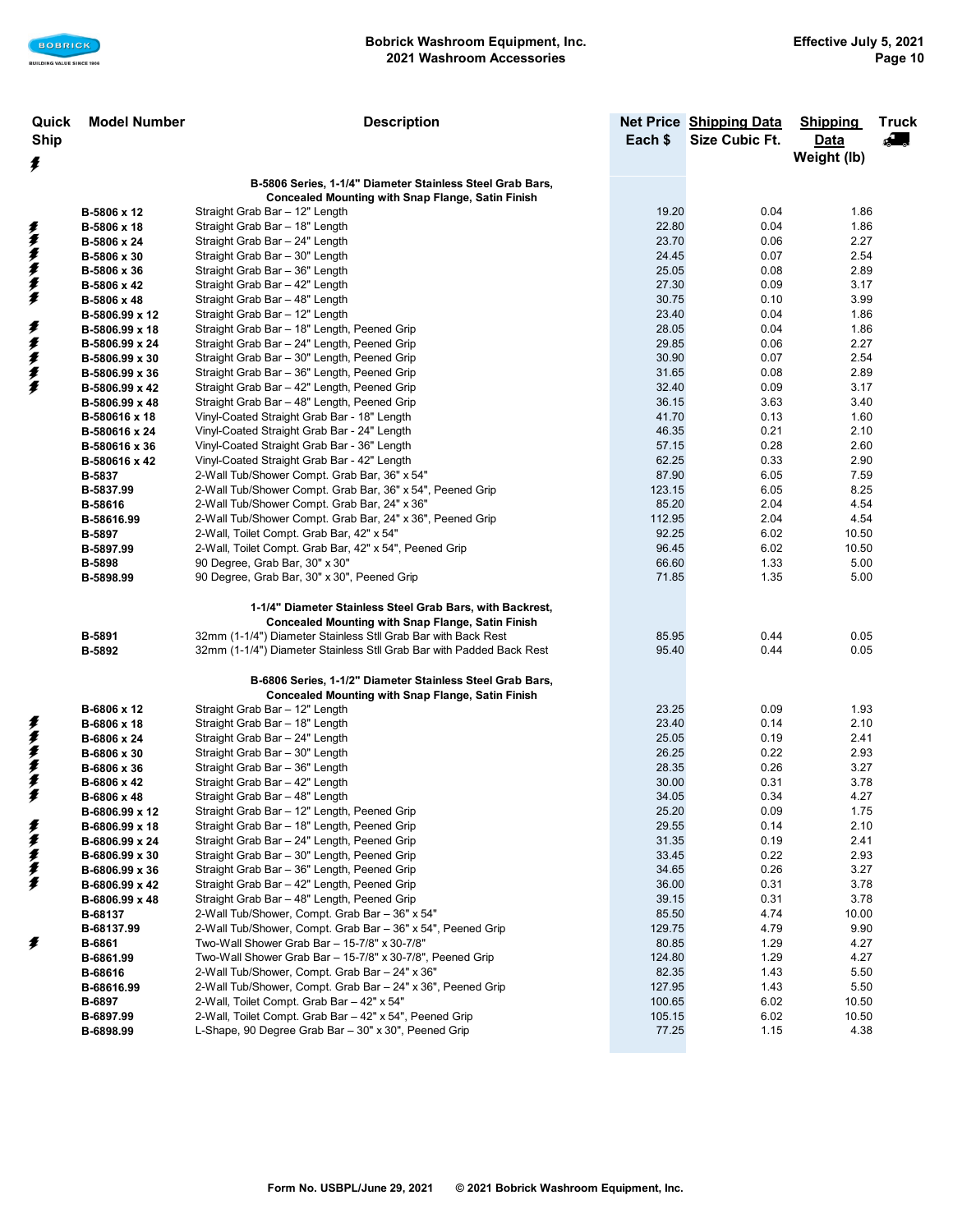| Quick Ship ⚡ | Model Number | Description | Net Price Each $ | Shipping Data Size Cubic Ft. | Shipping Data Weight (lb) | Truck |
|---|---|---|---|---|---|---|
| | | **B-5806 Series, 1-1/4" Diameter Stainless Steel Grab Bars, Concealed Mounting with Snap Flange, Satin Finish** | | | | |
| | **B-5806 x 12** | Straight Grab Bar – 12" Length | 19.20 | 0.04 | 1.86 | |
| ⚡ | **B-5806 x 18** | Straight Grab Bar – 18" Length | 22.80 | 0.04 | 1.86 | |
| ⚡ | **B-5806 x 24** | Straight Grab Bar – 24" Length | 23.70 | 0.06 | 2.27 | |
| ⚡ | **B-5806 x 30** | Straight Grab Bar – 30" Length | 24.45 | 0.07 | 2.54 | |
| ⚡ | **B-5806 x 36** | Straight Grab Bar – 36" Length | 25.05 | 0.08 | 2.89 | |
| ⚡ | **B-5806 x 42** | Straight Grab Bar – 42" Length | 27.30 | 0.09 | 3.17 | |
| ⚡ | **B-5806 x 48** | Straight Grab Bar – 48" Length | 30.75 | 0.10 | 3.99 | |
| | **B-5806.99 x 12** | Straight Grab Bar – 12" Length | 23.40 | 0.04 | 1.86 | |
| ⚡ | **B-5806.99 x 18** | Straight Grab Bar – 18" Length, Peened Grip | 28.05 | 0.04 | 1.86 | |
| ⚡ | **B-5806.99 x 24** | Straight Grab Bar – 24" Length, Peened Grip | 29.85 | 0.06 | 2.27 | |
| ⚡ | **B-5806.99 x 30** | Straight Grab Bar – 30" Length, Peened Grip | 30.90 | 0.07 | 2.54 | |
| ⚡ | **B-5806.99 x 36** | Straight Grab Bar – 36" Length, Peened Grip | 31.65 | 0.08 | 2.89 | |
| ⚡ | **B-5806.99 x 42** | Straight Grab Bar – 42" Length, Peened Grip | 32.40 | 0.09 | 3.17 | |
| | **B-5806.99 x 48** | Straight Grab Bar – 48" Length, Peened Grip | 36.15 | 3.63 | 3.40 | |
| | **B-580616 x 18** | Vinyl-Coated Straight Grab Bar - 18" Length | 41.70 | 0.13 | 1.60 | |
| | **B-580616 x 24** | Vinyl-Coated Straight Grab Bar - 24" Length | 46.35 | 0.21 | 2.10 | |
| | **B-580616 x 36** | Vinyl-Coated Straight Grab Bar - 36" Length | 57.15 | 0.28 | 2.60 | |
| | **B-580616 x 42** | Vinyl-Coated Straight Grab Bar - 42" Length | 62.25 | 0.33 | 2.90 | |
| | **B-5837** | 2-Wall Tub/Shower Compt. Grab Bar, 36" x 54" | 87.90 | 6.05 | 7.59 | |
| | **B-5837.99** | 2-Wall Tub/Shower Compt. Grab Bar, 36" x 54", Peened Grip | 123.15 | 6.05 | 8.25 | |
| | **B-58616** | 2-Wall Tub/Shower Compt. Grab Bar, 24" x 36" | 85.20 | 2.04 | 4.54 | |
| | **B-58616.99** | 2-Wall Tub/Shower Compt. Grab Bar, 24" x 36", Peened Grip | 112.95 | 2.04 | 4.54 | |
| | **B-5897** | 2-Wall, Toilet Compt. Grab Bar, 42" x 54" | 92.25 | 6.02 | 10.50 | |
| | **B-5897.99** | 2-Wall, Toilet Compt. Grab Bar, 42" x 54", Peened Grip | 96.45 | 6.02 | 10.50 | |
| | **B-5898** | 90 Degree, Grab Bar, 30" x 30" | 66.60 | 1.33 | 5.00 | |
| | **B-5898.99** | 90 Degree, Grab Bar, 30" x 30", Peened Grip | 71.85 | 1.35 | 5.00 | |
| | | **1-1/4" Diameter Stainless Steel Grab Bars, with Backrest, Concealed Mounting with Snap Flange, Satin Finish** | | | | |
| | **B-5891** | 32mm (1-1/4") Diameter Stainless Stll Grab Bar with Back Rest | 85.95 | 0.44 | 0.05 | |
| | **B-5892** | 32mm (1-1/4") Diameter Stainless Stll Grab Bar with Padded Back Rest | 95.40 | 0.44 | 0.05 | |
| | | **B-6806 Series, 1-1/2" Diameter Stainless Steel Grab Bars, Concealed Mounting with Snap Flange, Satin Finish** | | | | |
| | **B-6806 x 12** | Straight Grab Bar – 12" Length | 23.25 | 0.09 | 1.93 | |
| ⚡ | **B-6806 x 18** | Straight Grab Bar – 18" Length | 23.40 | 0.14 | 2.10 | |
| ⚡ | **B-6806 x 24** | Straight Grab Bar – 24" Length | 25.05 | 0.19 | 2.41 | |
| ⚡ | **B-6806 x 30** | Straight Grab Bar – 30" Length | 26.25 | 0.22 | 2.93 | |
| ⚡ | **B-6806 x 36** | Straight Grab Bar – 36" Length | 28.35 | 0.26 | 3.27 | |
| ⚡ | **B-6806 x 42** | Straight Grab Bar – 42" Length | 30.00 | 0.31 | 3.78 | |
| ⚡ | **B-6806 x 48** | Straight Grab Bar – 48" Length | 34.05 | 0.34 | 4.27 | |
| | **B-6806.99 x 12** | Straight Grab Bar – 12" Length, Peened Grip | 25.20 | 0.09 | 1.75 | |
| ⚡ | **B-6806.99 x 18** | Straight Grab Bar – 18" Length, Peened Grip | 29.55 | 0.14 | 2.10 | |
| ⚡ | **B-6806.99 x 24** | Straight Grab Bar – 24" Length, Peened Grip | 31.35 | 0.19 | 2.41 | |
| ⚡ | **B-6806.99 x 30** | Straight Grab Bar – 30" Length, Peened Grip | 33.45 | 0.22 | 2.93 | |
| ⚡ | **B-6806.99 x 36** | Straight Grab Bar – 36" Length, Peened Grip | 34.65 | 0.26 | 3.27 | |
| ⚡ | **B-6806.99 x 42** | Straight Grab Bar – 42" Length, Peened Grip | 36.00 | 0.31 | 3.78 | |
| | **B-6806.99 x 48** | Straight Grab Bar – 48" Length, Peened Grip | 39.15 | 0.31 | 3.78 | |
| | **B-68137** | 2-Wall Tub/Shower, Compt. Grab Bar – 36" x 54" | 85.50 | 4.74 | 10.00 | |
| | **B-68137.99** | 2-Wall Tub/Shower, Compt. Grab Bar – 36" x 54", Peened Grip | 129.75 | 4.79 | 9.90 | |
| ⚡ | **B-6861** | Two-Wall Shower Grab Bar – 15-7/8" x 30-7/8" | 80.85 | 1.29 | 4.27 | |
| | **B-6861.99** | Two-Wall Shower Grab Bar – 15-7/8" x 30-7/8", Peened Grip | 124.80 | 1.29 | 4.27 | |
| | **B-68616** | 2-Wall Tub/Shower, Compt. Grab Bar – 24" x 36" | 82.35 | 1.43 | 5.50 | |
| | **B-68616.99** | 2-Wall Tub/Shower, Compt. Grab Bar – 24" x 36", Peened Grip | 127.95 | 1.43 | 5.50 | |
| | **B-6897** | 2-Wall, Toilet Compt. Grab Bar – 42" x 54" | 100.65 | 6.02 | 10.50 | |
| | **B-6897.99** | 2-Wall, Toilet Compt. Grab Bar – 42" x 54", Peened Grip | 105.15 | 6.02 | 10.50 | |
| | **B-6898.99** | L-Shape, 90 Degree Grab Bar – 30" x 30", Peened Grip | 77.25 | 1.15 | 4.38 | |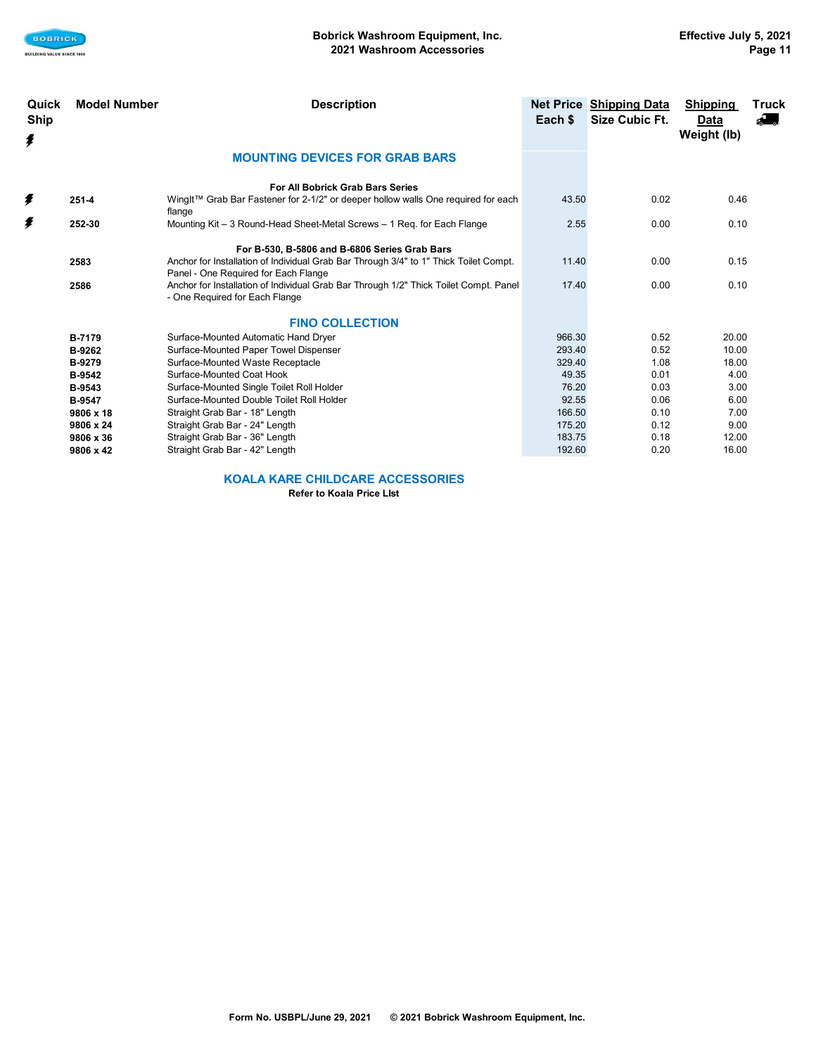| Quick Ship ⚡ | Model Number | Description | Net Price Each $ | Shipping Data Size Cubic Ft. | Shipping Data Weight (lb) | Truck |
|---|---|---|---|---|---|---|
| | | **MOUNTING DEVICES FOR GRAB BARS** | | | | |
| | | **For All Bobrick Grab Bars Series** | | | | |
| ⚡ | **251-4** | WingIt™ Grab Bar Fastener for 2-1/2" or deeper hollow walls One required for each flange | 43.50 | 0.02 | 0.46 | |
| ⚡ | **252-30** | Mounting Kit – 3 Round-Head Sheet-Metal Screws – 1 Req. for Each Flange | 2.55 | 0.00 | 0.10 | |
| | | **For B-530, B-5806 and B-6806 Series Grab Bars** | | | | |
| | **2583** | Anchor for Installation of Individual Grab Bar Through 3/4" to 1" Thick Toilet Compt. Panel - One Required for Each Flange | 11.40 | 0.00 | 0.15 | |
| | **2586** | Anchor for Installation of Individual Grab Bar Through 1/2" Thick Toilet Compt. Panel - One Required for Each Flange | 17.40 | 0.00 | 0.10 | |
| | | **FINO COLLECTION** | | | | |
| | **B-7179** | Surface-Mounted Automatic Hand Dryer | 966.30 | 0.52 | 20.00 | |
| | **B-9262** | Surface-Mounted Paper Towel Dispenser | 293.40 | 0.52 | 10.00 | |
| | **B-9279** | Surface-Mounted Waste Receptacle | 329.40 | 1.08 | 18.00 | |
| | **B-9542** | Surface-Mounted Coat Hook | 49.35 | 0.01 | 4.00 | |
| | **B-9543** | Surface-Mounted Single Toilet Roll Holder | 76.20 | 0.03 | 3.00 | |
| | **B-9547** | Surface-Mounted Double Toilet Roll Holder | 92.55 | 0.06 | 6.00 | |
| | **9806 x 18** | Straight Grab Bar - 18" Length | 166.50 | 0.10 | 7.00 | |
| | **9806 x 24** | Straight Grab Bar - 24" Length | 175.20 | 0.12 | 9.00 | |
| | **9806 x 36** | Straight Grab Bar - 36" Length | 183.75 | 0.18 | 12.00 | |
| | **9806 x 42** | Straight Grab Bar - 42" Length | 192.60 | 0.20 | 16.00 | |

## KOALA KARE CHILDCARE ACCESSORIES

**Refer to Koala Price LIst**

**Form No. USBPL/June 29, 2021 © 2021 Bobrick Washroom Equipment, Inc.**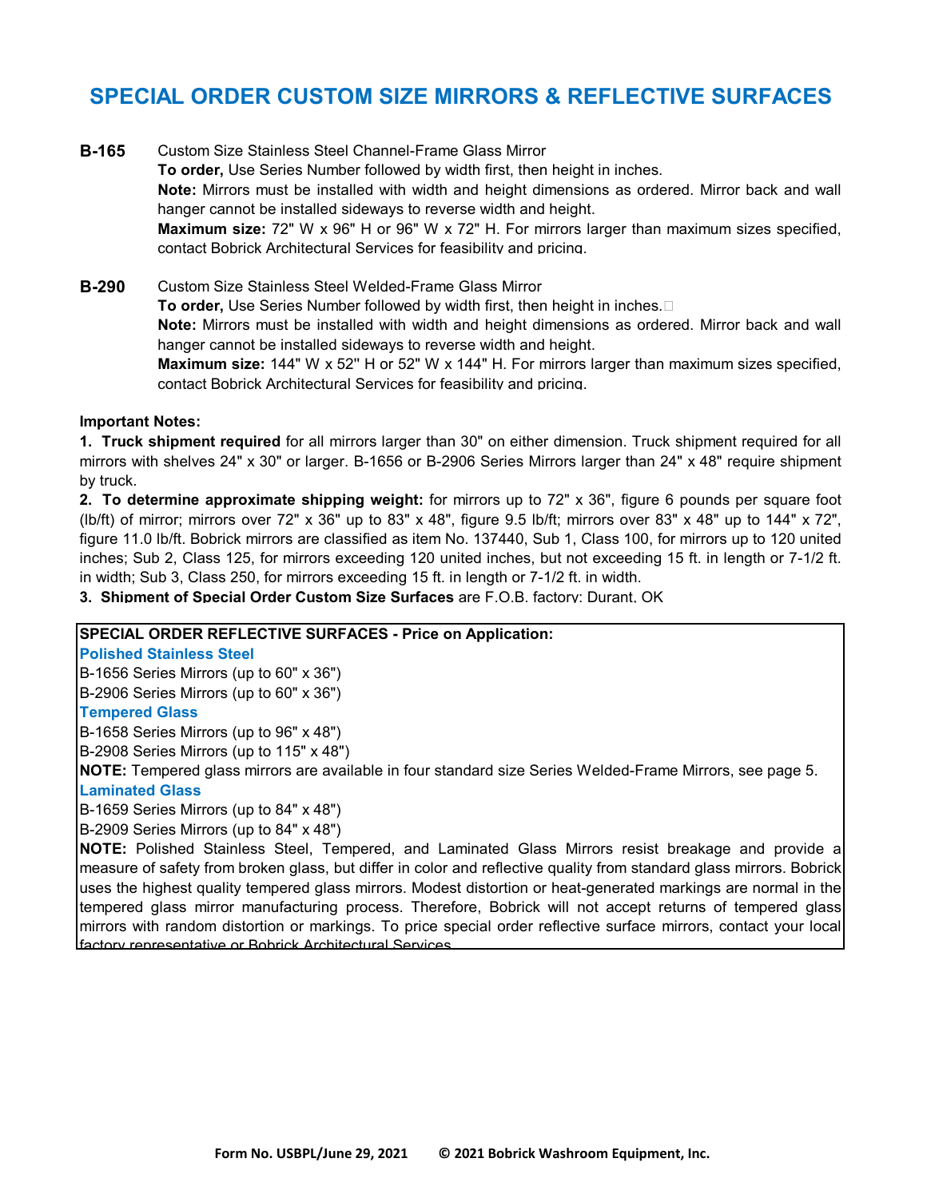# SPECIAL ORDER CUSTOM SIZE MIRRORS & REFLECTIVE SURFACES

**B-165** Custom Size Stainless Steel Channel-Frame Glass Mirror
**To order,** Use Series Number followed by width first, then height in inches.
**Note:** Mirrors must be installed with width and height dimensions as ordered. Mirror back and wall hanger cannot be installed sideways to reverse width and height.
**Maximum size:** 72" W x 96" H or 96" W x 72" H. For mirrors larger than maximum sizes specified, contact Bobrick Architectural Services for feasibility and pricing.

**B-290** Custom Size Stainless Steel Welded-Frame Glass Mirror
**To order,** Use Series Number followed by width first, then height in inches.
**Note:** Mirrors must be installed with width and height dimensions as ordered. Mirror back and wall hanger cannot be installed sideways to reverse width and height.
**Maximum size:** 144" W x 52" H or 52" W x 144" H. For mirrors larger than maximum sizes specified, contact Bobrick Architectural Services for feasibility and pricing.

**Important Notes:**

**1. Truck shipment required** for all mirrors larger than 30" on either dimension. Truck shipment required for all mirrors with shelves 24" x 30" or larger. B-1656 or B-2906 Series Mirrors larger than 24" x 48" require shipment by truck.

**2. To determine approximate shipping weight:** for mirrors up to 72" x 36", figure 6 pounds per square foot (lb/ft) of mirror; mirrors over 72" x 36" up to 83" x 48", figure 9.5 lb/ft; mirrors over 83" x 48" up to 144" x 72", figure 11.0 lb/ft. Bobrick mirrors are classified as item No. 137440, Sub 1, Class 100, for mirrors up to 120 united inches; Sub 2, Class 125, for mirrors exceeding 120 united inches, but not exceeding 15 ft. in length or 7-1/2 ft. in width; Sub 3, Class 250, for mirrors exceeding 15 ft. in length or 7-1/2 ft. in width.

**3. Shipment of Special Order Custom Size Surfaces** are F.O.B. factory: Durant, OK

**SPECIAL ORDER REFLECTIVE SURFACES - Price on Application:**

**Polished Stainless Steel**

B-1656 Series Mirrors (up to 60" x 36")
B-2906 Series Mirrors (up to 60" x 36")

**Tempered Glass**

B-1658 Series Mirrors (up to 96" x 48")
B-2908 Series Mirrors (up to 115" x 48")

**NOTE:** Tempered glass mirrors are available in four standard size Series Welded-Frame Mirrors, see page 5.

**Laminated Glass**

B-1659 Series Mirrors (up to 84" x 48")
B-2909 Series Mirrors (up to 84" x 48")

**NOTE:** Polished Stainless Steel, Tempered, and Laminated Glass Mirrors resist breakage and provide a measure of safety from broken glass, but differ in color and reflective quality from standard glass mirrors. Bobrick uses the highest quality tempered glass mirrors. Modest distortion or heat-generated markings are normal in the tempered glass mirror manufacturing process. Therefore, Bobrick will not accept returns of tempered glass mirrors with random distortion or markings. To price special order reflective surface mirrors, contact your local factory representative or Bobrick Architectural Services.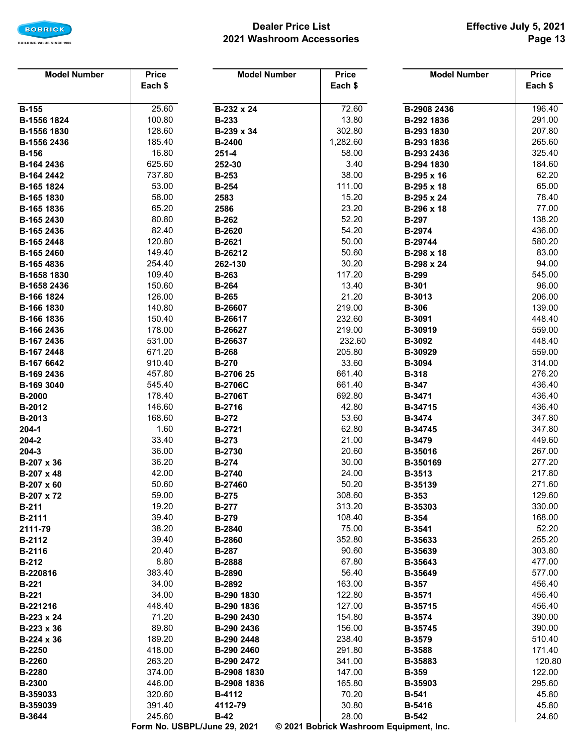# Dealer Price List
## 2021 Washroom Accessories

Effective July 5, 2021

| Model Number | Price Each $ |
|---|---|
| B-155 | 25.60 |
| B-1556 1824 | 100.80 |
| B-1556 1830 | 128.60 |
| B-1556 2436 | 185.40 |
| B-156 | 16.80 |
| B-164 2436 | 625.60 |
| B-164 2442 | 737.80 |
| B-165 1824 | 53.00 |
| B-165 1830 | 58.00 |
| B-165 1836 | 65.20 |
| B-165 2430 | 80.80 |
| B-165 2436 | 82.40 |
| B-165 2448 | 120.80 |
| B-165 2460 | 149.40 |
| B-165 4836 | 254.40 |
| B-1658 1830 | 109.40 |
| B-1658 2436 | 150.60 |
| B-166 1824 | 126.00 |
| B-166 1830 | 140.80 |
| B-166 1836 | 150.40 |
| B-166 2436 | 178.00 |
| B-167 2436 | 531.00 |
| B-167 2448 | 671.20 |
| B-167 6642 | 910.40 |
| B-169 2436 | 457.80 |
| B-169 3040 | 545.40 |
| B-2000 | 178.40 |
| B-2012 | 146.60 |
| B-2013 | 168.60 |
| 204-1 | 1.60 |
| 204-2 | 33.40 |
| 204-3 | 36.00 |
| B-207 x 36 | 36.20 |
| B-207 x 48 | 42.00 |
| B-207 x 60 | 50.60 |
| B-207 x 72 | 59.00 |
| B-211 | 19.20 |
| B-2111 | 39.40 |
| 2111-79 | 38.20 |
| B-2112 | 39.40 |
| B-2116 | 20.40 |
| B-212 | 8.80 |
| B-220816 | 383.40 |
| B-221 | 34.00 |
| B-221 | 34.00 |
| B-221216 | 448.40 |
| B-223 x 24 | 71.20 |
| B-223 x 36 | 89.80 |
| B-224 x 36 | 189.20 |
| B-2250 | 418.00 |
| B-2260 | 263.20 |
| B-2280 | 374.00 |
| B-2300 | 446.00 |
| B-359033 | 320.60 |
| B-359039 | 391.40 |
| B-3644 | 245.60 |
| B-232 x 24 | 72.60 |
| B-233 | 13.80 |
| B-239 x 34 | 302.80 |
| B-2400 | 1,282.60 |
| 251-4 | 58.00 |
| 252-30 | 3.40 |
| B-253 | 38.00 |
| B-254 | 111.00 |
| 2583 | 15.20 |
| 2586 | 23.20 |
| B-262 | 52.20 |
| B-2620 | 54.20 |
| B-2621 | 50.00 |
| B-26212 | 50.60 |
| 262-130 | 30.20 |
| B-263 | 117.20 |
| B-264 | 13.40 |
| B-265 | 21.20 |
| B-26607 | 219.00 |
| B-26617 | 232.60 |
| B-26627 | 219.00 |
| B-26637 | 232.60 |
| B-268 | 205.80 |
| B-270 | 33.60 |
| B-2706 25 | 661.40 |
| B-2706C | 661.40 |
| B-2706T | 692.80 |
| B-2716 | 42.80 |
| B-272 | 53.60 |
| B-2721 | 62.80 |
| B-273 | 21.00 |
| B-2730 | 20.60 |
| B-274 | 30.00 |
| B-2740 | 24.00 |
| B-27460 | 50.20 |
| B-275 | 308.60 |
| B-277 | 313.20 |
| B-279 | 108.40 |
| B-2840 | 75.00 |
| B-2860 | 352.80 |
| B-287 | 90.60 |
| B-2888 | 67.80 |
| B-2890 | 56.40 |
| B-2892 | 163.00 |
| B-290 1830 | 122.80 |
| B-290 1836 | 127.00 |
| B-290 2430 | 154.80 |
| B-290 2436 | 156.00 |
| B-290 2448 | 238.40 |
| B-290 2460 | 291.80 |
| B-290 2472 | 341.00 |
| B-2908 1830 | 147.00 |
| B-2908 1836 | 165.80 |
| B-4112 | 70.20 |
| 4112-79 | 30.80 |
| B-42 | 28.00 |
| B-2908 2436 | 196.40 |
| B-292 1836 | 291.00 |
| B-293 1830 | 207.80 |
| B-293 1836 | 265.60 |
| B-293 2436 | 325.40 |
| B-294 1830 | 184.60 |
| B-295 x 16 | 62.20 |
| B-295 x 18 | 65.00 |
| B-295 x 24 | 78.40 |
| B-296 x 18 | 77.00 |
| B-297 | 138.20 |
| B-2974 | 436.00 |
| B-29744 | 580.20 |
| B-298 x 18 | 83.00 |
| B-298 x 24 | 94.00 |
| B-299 | 545.00 |
| B-301 | 96.00 |
| B-3013 | 206.00 |
| B-306 | 139.00 |
| B-3091 | 448.40 |
| B-30919 | 559.00 |
| B-3092 | 448.40 |
| B-30929 | 559.00 |
| B-3094 | 314.00 |
| B-318 | 276.20 |
| B-347 | 436.40 |
| B-3471 | 436.40 |
| B-34715 | 436.40 |
| B-3474 | 347.80 |
| B-34745 | 347.80 |
| B-3479 | 449.60 |
| B-35016 | 267.00 |
| B-350169 | 277.20 |
| B-3513 | 217.80 |
| B-35139 | 271.60 |
| B-353 | 129.60 |
| B-35303 | 330.00 |
| B-354 | 168.00 |
| B-3541 | 52.20 |
| B-35633 | 255.20 |
| B-35639 | 303.80 |
| B-35643 | 477.00 |
| B-35649 | 577.00 |
| B-357 | 456.40 |
| B-3571 | 456.40 |
| B-35715 | 456.40 |
| B-3574 | 390.00 |
| B-35745 | 390.00 |
| B-3579 | 510.40 |
| B-3588 | 171.40 |
| B-35883 | 120.80 |
| B-359 | 122.00 |
| B-35903 | 295.60 |
| B-541 | 45.80 |
| B-5416 | 45.80 |
| B-542 | 24.60 |

Form No. USBPL/June 29, 2021 © 2021 Bobrick Washroom Equipment, Inc.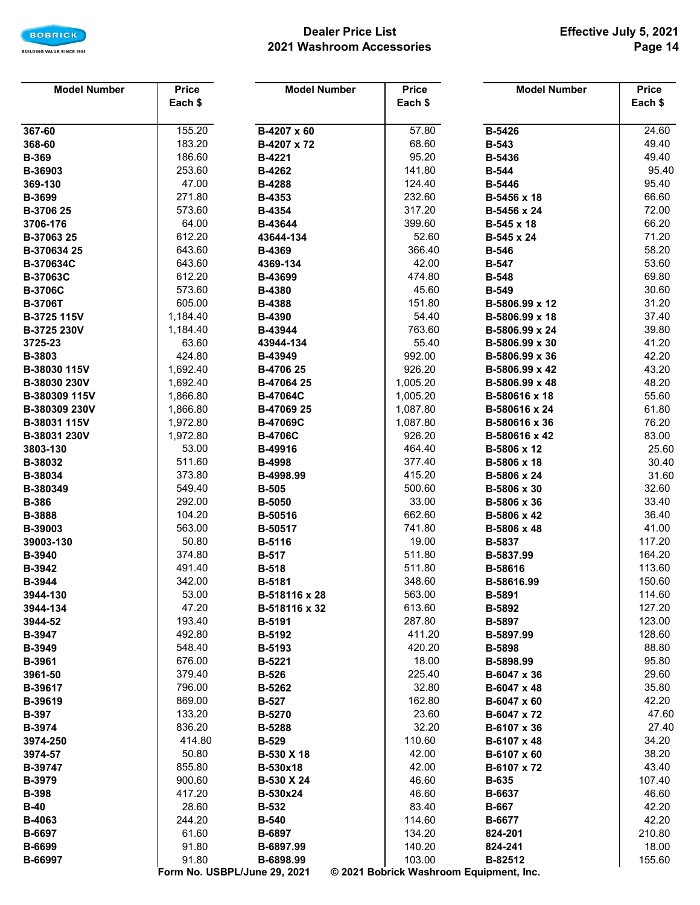Dealer Price List
2021 Washroom Accessories

Effective July 5, 2021

| Model Number | Price Each $ |
|---|---|
| 367-60 | 155.20 |
| 368-60 | 183.20 |
| B-369 | 186.60 |
| B-36903 | 253.60 |
| 369-130 | 47.00 |
| B-3699 | 271.80 |
| B-3706 25 | 573.60 |
| 3706-176 | 64.00 |
| B-37063 25 | 612.20 |
| B-370634 25 | 643.60 |
| B-370634C | 643.60 |
| B-37063C | 612.20 |
| B-3706C | 573.60 |
| B-3706T | 605.00 |
| B-3725 115V | 1,184.40 |
| B-3725 230V | 1,184.40 |
| 3725-23 | 63.60 |
| B-3803 | 424.80 |
| B-38030 115V | 1,692.40 |
| B-38030 230V | 1,692.40 |
| B-380309 115V | 1,866.80 |
| B-380309 230V | 1,866.80 |
| B-38031 115V | 1,972.80 |
| B-38031 230V | 1,972.80 |
| 3803-130 | 53.00 |
| B-38032 | 511.60 |
| B-38034 | 373.80 |
| B-380349 | 549.40 |
| B-386 | 292.00 |
| B-3888 | 104.20 |
| B-39003 | 563.00 |
| 39003-130 | 50.80 |
| B-3940 | 374.80 |
| B-3942 | 491.40 |
| B-3944 | 342.00 |
| 3944-130 | 53.00 |
| 3944-134 | 47.20 |
| 3944-52 | 193.40 |
| B-3947 | 492.80 |
| B-3949 | 548.40 |
| B-3961 | 676.00 |
| 3961-50 | 379.40 |
| B-39617 | 796.00 |
| B-39619 | 869.00 |
| B-397 | 133.20 |
| B-3974 | 836.20 |
| 3974-250 | 414.80 |
| 3974-57 | 50.80 |
| B-39747 | 855.80 |
| B-3979 | 900.60 |
| B-398 | 417.20 |
| B-40 | 28.60 |
| B-4063 | 244.20 |
| B-6697 | 61.60 |
| B-6699 | 91.80 |
| B-66997 | 91.80 |
| B-4207 x 60 | 57.80 |
| B-4207 x 72 | 68.60 |
| B-4221 | 95.20 |
| B-4262 | 141.80 |
| B-4288 | 124.40 |
| B-4353 | 232.60 |
| B-4354 | 317.20 |
| B-43644 | 399.60 |
| 43644-134 | 52.60 |
| B-4369 | 366.40 |
| 4369-134 | 42.00 |
| B-43699 | 474.80 |
| B-4380 | 45.60 |
| B-4388 | 151.80 |
| B-4390 | 54.40 |
| B-43944 | 763.60 |
| 43944-134 | 55.40 |
| B-43949 | 992.00 |
| B-4706 25 | 926.20 |
| B-47064 25 | 1,005.20 |
| B-47064C | 1,005.20 |
| B-47069 25 | 1,087.80 |
| B-47069C | 1,087.80 |
| B-4706C | 926.20 |
| B-49916 | 464.40 |
| B-4998 | 377.40 |
| B-4998.99 | 415.20 |
| B-505 | 500.60 |
| B-5050 | 33.00 |
| B-50516 | 662.60 |
| B-50517 | 741.80 |
| B-5116 | 19.00 |
| B-517 | 511.80 |
| B-518 | 511.80 |
| B-5181 | 348.60 |
| B-518116 x 28 | 563.00 |
| B-518116 x 32 | 613.60 |
| B-5191 | 287.80 |
| B-5192 | 411.20 |
| B-5193 | 420.20 |
| B-5221 | 18.00 |
| B-526 | 225.40 |
| B-5262 | 32.80 |
| B-527 | 162.80 |
| B-5270 | 23.60 |
| B-5288 | 32.20 |
| B-529 | 110.60 |
| B-530 X 18 | 42.00 |
| B-530x18 | 42.00 |
| B-530 X 24 | 46.60 |
| B-530x24 | 46.60 |
| B-532 | 83.40 |
| B-540 | 114.60 |
| B-6897 | 134.20 |
| B-6897.99 | 140.20 |
| B-6898.99 | 103.00 |
| B-5426 | 24.60 |
| B-543 | 49.40 |
| B-5436 | 49.40 |
| B-544 | 95.40 |
| B-5446 | 95.40 |
| B-5456 x 18 | 66.60 |
| B-5456 x 24 | 72.00 |
| B-545 x 18 | 66.20 |
| B-545 x 24 | 71.20 |
| B-546 | 58.20 |
| B-547 | 53.60 |
| B-548 | 69.80 |
| B-549 | 30.60 |
| B-5806.99 x 12 | 31.20 |
| B-5806.99 x 18 | 37.40 |
| B-5806.99 x 24 | 39.80 |
| B-5806.99 x 30 | 41.20 |
| B-5806.99 x 36 | 42.20 |
| B-5806.99 x 42 | 43.20 |
| B-5806.99 x 48 | 48.20 |
| B-580616 x 18 | 55.60 |
| B-580616 x 24 | 61.80 |
| B-580616 x 36 | 76.20 |
| B-580616 x 42 | 83.00 |
| B-5806 x 12 | 25.60 |
| B-5806 x 18 | 30.40 |
| B-5806 x 24 | 31.60 |
| B-5806 x 30 | 32.60 |
| B-5806 x 36 | 33.40 |
| B-5806 x 42 | 36.40 |
| B-5806 x 48 | 41.00 |
| B-5837 | 117.20 |
| B-5837.99 | 164.20 |
| B-58616 | 113.60 |
| B-58616.99 | 150.60 |
| B-5891 | 114.60 |
| B-5892 | 127.20 |
| B-5897 | 123.00 |
| B-5897.99 | 128.60 |
| B-5898 | 88.80 |
| B-5898.99 | 95.80 |
| B-6047 x 36 | 29.60 |
| B-6047 x 48 | 35.80 |
| B-6047 x 60 | 42.20 |
| B-6047 x 72 | 47.60 |
| B-6107 x 36 | 27.40 |
| B-6107 x 48 | 34.20 |
| B-6107 x 60 | 38.20 |
| B-6107 x 72 | 43.40 |
| B-635 | 107.40 |
| B-6637 | 46.60 |
| B-667 | 42.20 |
| B-6677 | 42.20 |
| 824-201 | 210.80 |
| 824-241 | 18.00 |
| B-82512 | 155.60 |

Form No. USBPL/June 29, 2021 © 2021 Bobrick Washroom Equipment, Inc.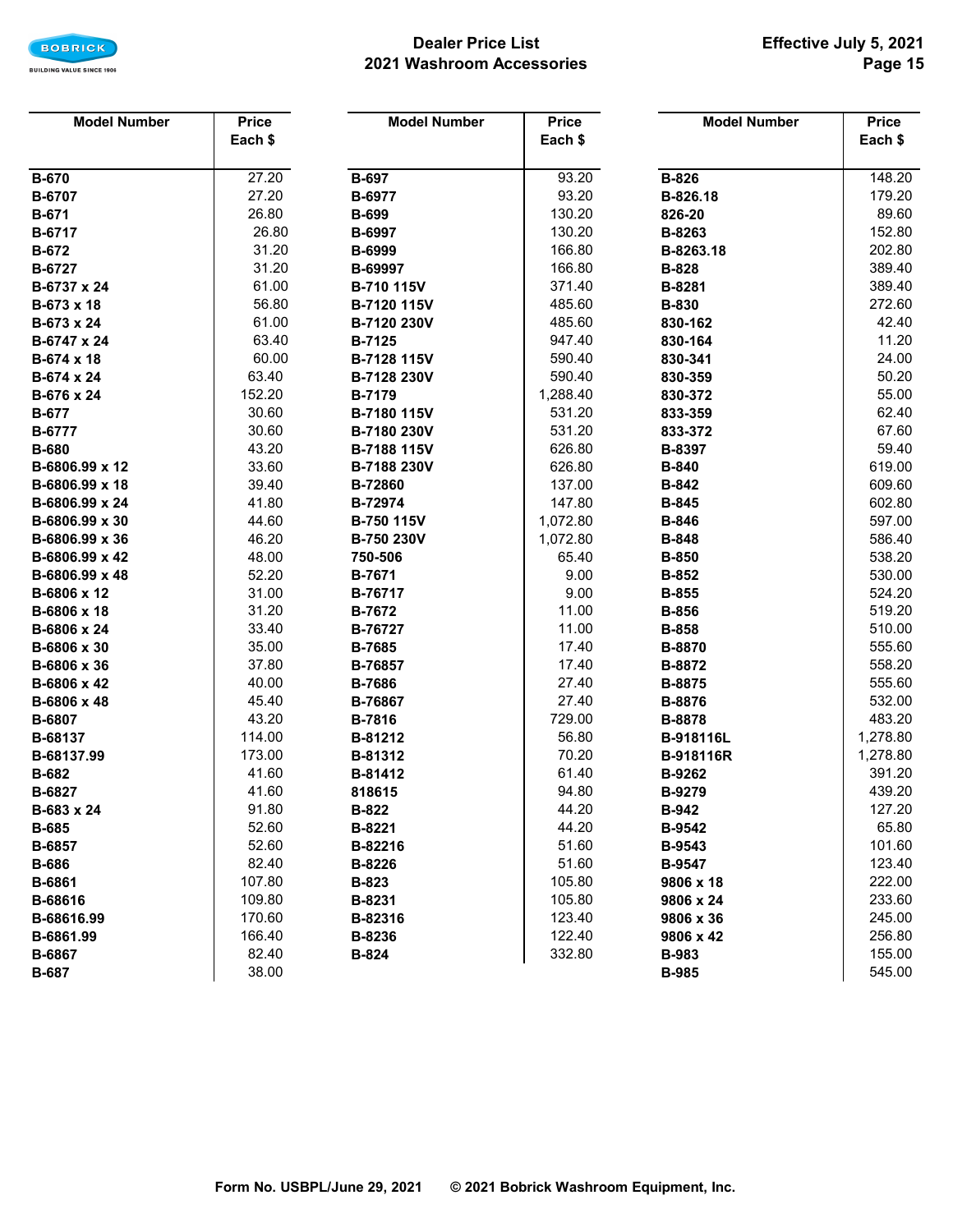# Dealer Price List
## 2021 Washroom Accessories

**Effective July 5, 2021**

| Model Number | Price Each $ |
|---|---|
| B-670 | 27.20 |
| B-6707 | 27.20 |
| B-671 | 26.80 |
| B-6717 | 26.80 |
| B-672 | 31.20 |
| B-6727 | 31.20 |
| B-6737 x 24 | 61.00 |
| B-673 x 18 | 56.80 |
| B-673 x 24 | 61.00 |
| B-6747 x 24 | 63.40 |
| B-674 x 18 | 60.00 |
| B-674 x 24 | 63.40 |
| B-676 x 24 | 152.20 |
| B-677 | 30.60 |
| B-6777 | 30.60 |
| B-680 | 43.20 |
| B-6806.99 x 12 | 33.60 |
| B-6806.99 x 18 | 39.40 |
| B-6806.99 x 24 | 41.80 |
| B-6806.99 x 30 | 44.60 |
| B-6806.99 x 36 | 46.20 |
| B-6806.99 x 42 | 48.00 |
| B-6806.99 x 48 | 52.20 |
| B-6806 x 12 | 31.00 |
| B-6806 x 18 | 31.20 |
| B-6806 x 24 | 33.40 |
| B-6806 x 30 | 35.00 |
| B-6806 x 36 | 37.80 |
| B-6806 x 42 | 40.00 |
| B-6806 x 48 | 45.40 |
| B-6807 | 43.20 |
| B-68137 | 114.00 |
| B-68137.99 | 173.00 |
| B-682 | 41.60 |
| B-6827 | 41.60 |
| B-683 x 24 | 91.80 |
| B-685 | 52.60 |
| B-6857 | 52.60 |
| B-686 | 82.40 |
| B-6861 | 107.80 |
| B-68616 | 109.80 |
| B-68616.99 | 170.60 |
| B-6861.99 | 166.40 |
| B-6867 | 82.40 |
| B-687 | 38.00 |
| B-697 | 93.20 |
| B-6977 | 93.20 |
| B-699 | 130.20 |
| B-6997 | 130.20 |
| B-6999 | 166.80 |
| B-69997 | 166.80 |
| B-710 115V | 371.40 |
| B-7120 115V | 485.60 |
| B-7120 230V | 485.60 |
| B-7125 | 947.40 |
| B-7128 115V | 590.40 |
| B-7128 230V | 590.40 |
| B-7179 | 1,288.40 |
| B-7180 115V | 531.20 |
| B-7180 230V | 531.20 |
| B-7188 115V | 626.80 |
| B-7188 230V | 626.80 |
| B-72860 | 137.00 |
| B-72974 | 147.80 |
| B-750 115V | 1,072.80 |
| B-750 230V | 1,072.80 |
| 750-506 | 65.40 |
| B-7671 | 9.00 |
| B-76717 | 9.00 |
| B-7672 | 11.00 |
| B-76727 | 11.00 |
| B-7685 | 17.40 |
| B-76857 | 17.40 |
| B-7686 | 27.40 |
| B-76867 | 27.40 |
| B-7816 | 729.00 |
| B-81212 | 56.80 |
| B-81312 | 70.20 |
| B-81412 | 61.40 |
| 818615 | 94.80 |
| B-822 | 44.20 |
| B-8221 | 44.20 |
| B-82216 | 51.60 |
| B-8226 | 51.60 |
| B-823 | 105.80 |
| B-8231 | 105.80 |
| B-82316 | 123.40 |
| B-8236 | 122.40 |
| B-824 | 332.80 |
| B-826 | 148.20 |
| B-826.18 | 179.20 |
| 826-20 | 89.60 |
| B-8263 | 152.80 |
| B-8263.18 | 202.80 |
| B-828 | 389.40 |
| B-8281 | 389.40 |
| B-830 | 272.60 |
| 830-162 | 42.40 |
| 830-164 | 11.20 |
| 830-341 | 24.00 |
| 830-359 | 50.20 |
| 830-372 | 55.00 |
| 833-359 | 62.40 |
| 833-372 | 67.60 |
| B-8397 | 59.40 |
| B-840 | 619.00 |
| B-842 | 609.60 |
| B-845 | 602.80 |
| B-846 | 597.00 |
| B-848 | 586.40 |
| B-850 | 538.20 |
| B-852 | 530.00 |
| B-855 | 524.20 |
| B-856 | 519.20 |
| B-858 | 510.00 |
| B-8870 | 555.60 |
| B-8872 | 558.20 |
| B-8875 | 555.60 |
| B-8876 | 532.00 |
| B-8878 | 483.20 |
| B-918116L | 1,278.80 |
| B-918116R | 1,278.80 |
| B-9262 | 391.20 |
| B-9279 | 439.20 |
| B-942 | 127.20 |
| B-9542 | 65.80 |
| B-9543 | 101.60 |
| B-9547 | 123.40 |
| 9806 x 18 | 222.00 |
| 9806 x 24 | 233.60 |
| 9806 x 36 | 245.00 |
| 9806 x 42 | 256.80 |
| B-983 | 155.00 |
| B-985 | 545.00 |

Form No. USBPL/June 29, 2021 © 2021 Bobrick Washroom Equipment, Inc.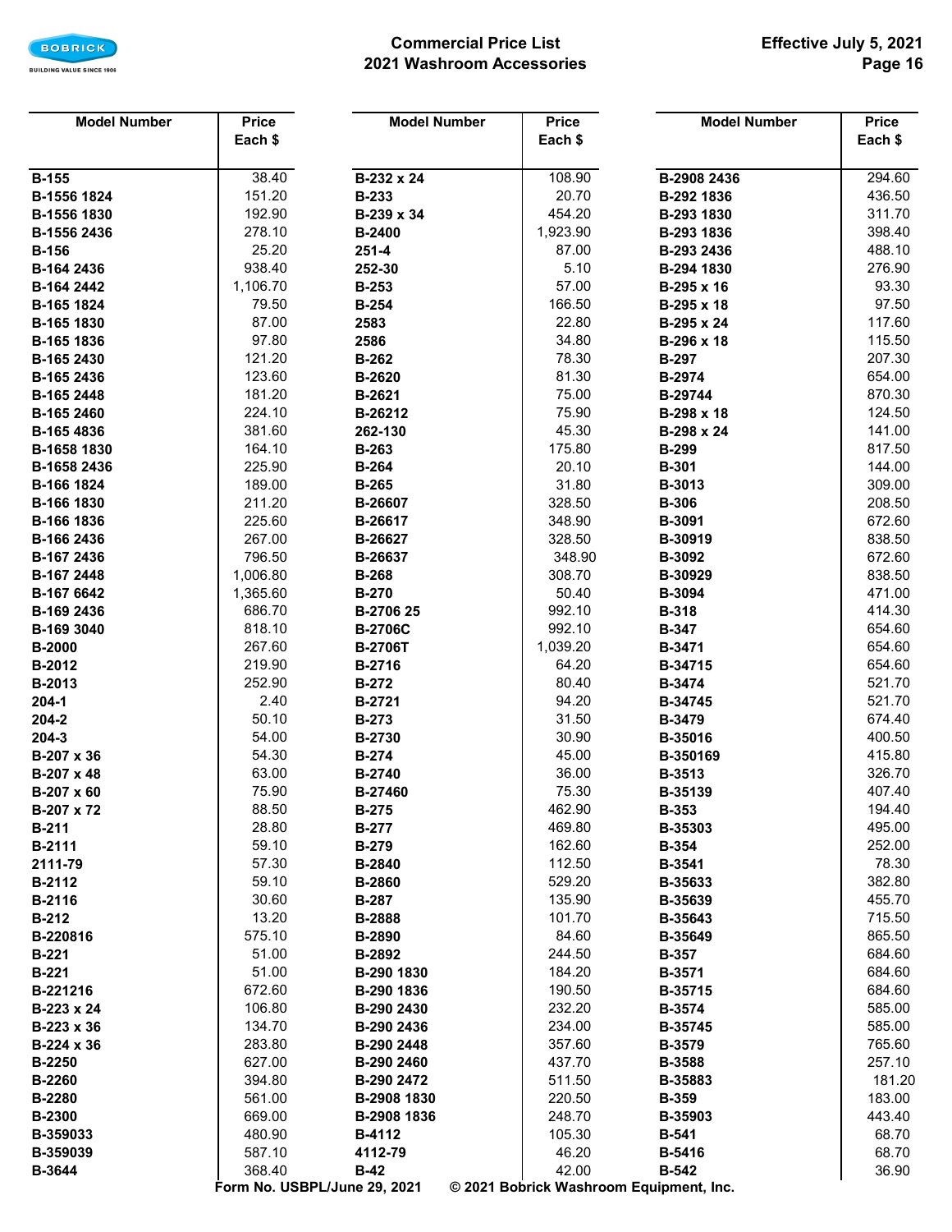Commercial Price List
2021 Washroom Accessories

Effective July 5, 2021

| Model Number | Price Each $ |
|---|---|
| B-155 | 38.40 |
| B-1556 1824 | 151.20 |
| B-1556 1830 | 192.90 |
| B-1556 2436 | 278.10 |
| B-156 | 25.20 |
| B-164 2436 | 938.40 |
| B-164 2442 | 1,106.70 |
| B-165 1824 | 79.50 |
| B-165 1830 | 87.00 |
| B-165 1836 | 97.80 |
| B-165 2430 | 121.20 |
| B-165 2436 | 123.60 |
| B-165 2448 | 181.20 |
| B-165 2460 | 224.10 |
| B-165 4836 | 381.60 |
| B-1658 1830 | 164.10 |
| B-1658 2436 | 225.90 |
| B-166 1824 | 189.00 |
| B-166 1830 | 211.20 |
| B-166 1836 | 225.60 |
| B-166 2436 | 267.00 |
| B-167 2436 | 796.50 |
| B-167 2448 | 1,006.80 |
| B-167 6642 | 1,365.60 |
| B-169 2436 | 686.70 |
| B-169 3040 | 818.10 |
| B-2000 | 267.60 |
| B-2012 | 219.90 |
| B-2013 | 252.90 |
| 204-1 | 2.40 |
| 204-2 | 50.10 |
| 204-3 | 54.00 |
| B-207 x 36 | 54.30 |
| B-207 x 48 | 63.00 |
| B-207 x 60 | 75.90 |
| B-207 x 72 | 88.50 |
| B-211 | 28.80 |
| B-2111 | 59.10 |
| 2111-79 | 57.30 |
| B-2112 | 59.10 |
| B-2116 | 30.60 |
| B-212 | 13.20 |
| B-220816 | 575.10 |
| B-221 | 51.00 |
| B-221 | 51.00 |
| B-221216 | 672.60 |
| B-223 x 24 | 106.80 |
| B-223 x 36 | 134.70 |
| B-224 x 36 | 283.80 |
| B-2250 | 627.00 |
| B-2260 | 394.80 |
| B-2280 | 561.00 |
| B-2300 | 669.00 |
| B-359033 | 480.90 |
| B-359039 | 587.10 |
| B-3644 | 368.40 |
| B-232 x 24 | 108.90 |
| B-233 | 20.70 |
| B-239 x 34 | 454.20 |
| B-2400 | 1,923.90 |
| 251-4 | 87.00 |
| 252-30 | 5.10 |
| B-253 | 57.00 |
| B-254 | 166.50 |
| 2583 | 22.80 |
| 2586 | 34.80 |
| B-262 | 78.30 |
| B-2620 | 81.30 |
| B-2621 | 75.00 |
| B-26212 | 75.90 |
| 262-130 | 45.30 |
| B-263 | 175.80 |
| B-264 | 20.10 |
| B-265 | 31.80 |
| B-26607 | 328.50 |
| B-26617 | 348.90 |
| B-26627 | 328.50 |
| B-26637 | 348.90 |
| B-268 | 308.70 |
| B-270 | 50.40 |
| B-2706 25 | 992.10 |
| B-2706C | 992.10 |
| B-2706T | 1,039.20 |
| B-2716 | 64.20 |
| B-272 | 80.40 |
| B-2721 | 94.20 |
| B-273 | 31.50 |
| B-2730 | 30.90 |
| B-274 | 45.00 |
| B-2740 | 36.00 |
| B-27460 | 75.30 |
| B-275 | 462.90 |
| B-277 | 469.80 |
| B-279 | 162.60 |
| B-2840 | 112.50 |
| B-2860 | 529.20 |
| B-287 | 135.90 |
| B-2888 | 101.70 |
| B-2890 | 84.60 |
| B-2892 | 244.50 |
| B-290 1830 | 184.20 |
| B-290 1836 | 190.50 |
| B-290 2430 | 232.20 |
| B-290 2436 | 234.00 |
| B-290 2448 | 357.60 |
| B-290 2460 | 437.70 |
| B-290 2472 | 511.50 |
| B-2908 1830 | 220.50 |
| B-2908 1836 | 248.70 |
| B-4112 | 105.30 |
| 4112-79 | 46.20 |
| B-42 | 42.00 |
| B-2908 2436 | 294.60 |
| B-292 1836 | 436.50 |
| B-293 1830 | 311.70 |
| B-293 1836 | 398.40 |
| B-293 2436 | 488.10 |
| B-294 1830 | 276.90 |
| B-295 x 16 | 93.30 |
| B-295 x 18 | 97.50 |
| B-295 x 24 | 117.60 |
| B-296 x 18 | 115.50 |
| B-297 | 207.30 |
| B-2974 | 654.00 |
| B-29744 | 870.30 |
| B-298 x 18 | 124.50 |
| B-298 x 24 | 141.00 |
| B-299 | 817.50 |
| B-301 | 144.00 |
| B-3013 | 309.00 |
| B-306 | 208.50 |
| B-3091 | 672.60 |
| B-30919 | 838.50 |
| B-3092 | 672.60 |
| B-30929 | 838.50 |
| B-3094 | 471.00 |
| B-318 | 414.30 |
| B-347 | 654.60 |
| B-3471 | 654.60 |
| B-34715 | 654.60 |
| B-3474 | 521.70 |
| B-34745 | 521.70 |
| B-3479 | 674.40 |
| B-35016 | 400.50 |
| B-350169 | 415.80 |
| B-3513 | 326.70 |
| B-35139 | 407.40 |
| B-353 | 194.40 |
| B-35303 | 495.00 |
| B-354 | 252.00 |
| B-3541 | 78.30 |
| B-35633 | 382.80 |
| B-35639 | 455.70 |
| B-35643 | 715.50 |
| B-35649 | 865.50 |
| B-357 | 684.60 |
| B-3571 | 684.60 |
| B-35715 | 684.60 |
| B-3574 | 585.00 |
| B-35745 | 585.00 |
| B-3579 | 765.60 |
| B-3588 | 257.10 |
| B-35883 | 181.20 |
| B-359 | 183.00 |
| B-35903 | 443.40 |
| B-541 | 68.70 |
| B-5416 | 68.70 |
| B-542 | 36.90 |

Form No. USBPL/June 29, 2021 © 2021 Bobrick Washroom Equipment, Inc.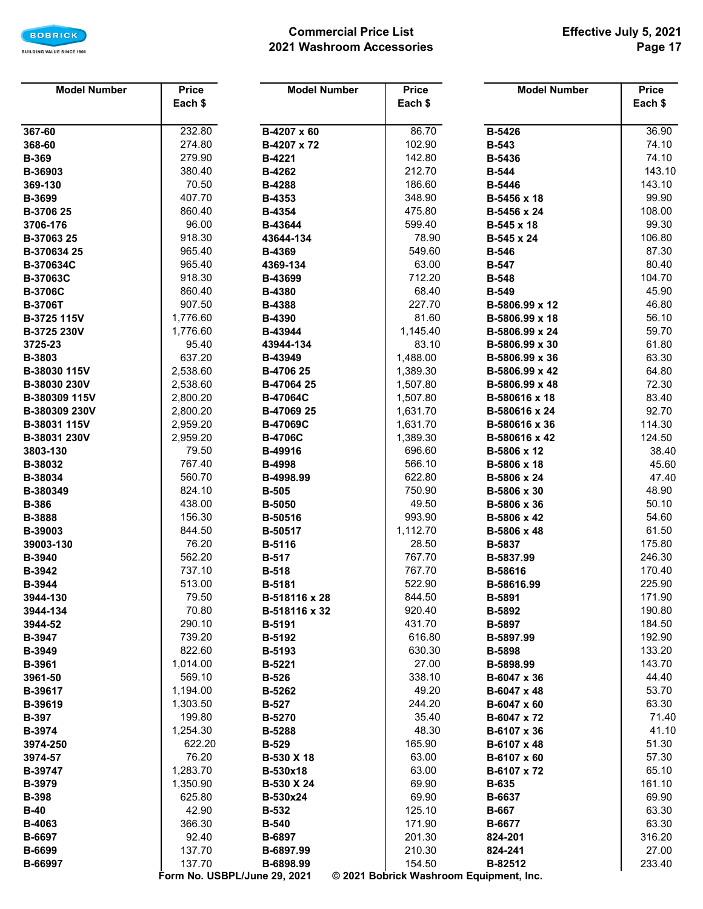# Commercial Price List
## 2021 Washroom Accessories

Effective July 5, 2021

| Model Number | Price Each $ |
|---|---|
| 367-60 | 232.80 |
| 368-60 | 274.80 |
| B-369 | 279.90 |
| B-36903 | 380.40 |
| 369-130 | 70.50 |
| B-3699 | 407.70 |
| B-3706 25 | 860.40 |
| 3706-176 | 96.00 |
| B-37063 25 | 918.30 |
| B-370634 25 | 965.40 |
| B-370634C | 965.40 |
| B-37063C | 918.30 |
| B-3706C | 860.40 |
| B-3706T | 907.50 |
| B-3725 115V | 1,776.60 |
| B-3725 230V | 1,776.60 |
| 3725-23 | 95.40 |
| B-3803 | 637.20 |
| B-38030 115V | 2,538.60 |
| B-38030 230V | 2,538.60 |
| B-380309 115V | 2,800.20 |
| B-380309 230V | 2,800.20 |
| B-38031 115V | 2,959.20 |
| B-38031 230V | 2,959.20 |
| 3803-130 | 79.50 |
| B-38032 | 767.40 |
| B-38034 | 560.70 |
| B-380349 | 824.10 |
| B-386 | 438.00 |
| B-3888 | 156.30 |
| B-39003 | 844.50 |
| 39003-130 | 76.20 |
| B-3940 | 562.20 |
| B-3942 | 737.10 |
| B-3944 | 513.00 |
| 3944-130 | 79.50 |
| 3944-134 | 70.80 |
| 3944-52 | 290.10 |
| B-3947 | 739.20 |
| B-3949 | 822.60 |
| B-3961 | 1,014.00 |
| 3961-50 | 569.10 |
| B-39617 | 1,194.00 |
| B-39619 | 1,303.50 |
| B-397 | 199.80 |
| B-3974 | 1,254.30 |
| 3974-250 | 622.20 |
| 3974-57 | 76.20 |
| B-39747 | 1,283.70 |
| B-3979 | 1,350.90 |
| B-398 | 625.80 |
| B-40 | 42.90 |
| B-4063 | 366.30 |
| B-6697 | 92.40 |
| B-6699 | 137.70 |
| B-66997 | 137.70 |
| B-4207 x 60 | 86.70 |
| B-4207 x 72 | 102.90 |
| B-4221 | 142.80 |
| B-4262 | 212.70 |
| B-4288 | 186.60 |
| B-4353 | 348.90 |
| B-4354 | 475.80 |
| B-43644 | 599.40 |
| 43644-134 | 78.90 |
| B-4369 | 549.60 |
| 4369-134 | 63.00 |
| B-43699 | 712.20 |
| B-4380 | 68.40 |
| B-4388 | 227.70 |
| B-4390 | 81.60 |
| B-43944 | 1,145.40 |
| 43944-134 | 83.10 |
| B-43949 | 1,488.00 |
| B-4706 25 | 1,389.30 |
| B-47064 25 | 1,507.80 |
| B-47064C | 1,507.80 |
| B-47069 25 | 1,631.70 |
| B-47069C | 1,631.70 |
| B-4706C | 1,389.30 |
| B-49916 | 696.60 |
| B-4998 | 566.10 |
| B-4998.99 | 622.80 |
| B-505 | 750.90 |
| B-5050 | 49.50 |
| B-50516 | 993.90 |
| B-50517 | 1,112.70 |
| B-5116 | 28.50 |
| B-517 | 767.70 |
| B-518 | 767.70 |
| B-5181 | 522.90 |
| B-518116 x 28 | 844.50 |
| B-518116 x 32 | 920.40 |
| B-5191 | 431.70 |
| B-5192 | 616.80 |
| B-5193 | 630.30 |
| B-5221 | 27.00 |
| B-526 | 338.10 |
| B-5262 | 49.20 |
| B-527 | 244.20 |
| B-5270 | 35.40 |
| B-5288 | 48.30 |
| B-529 | 165.90 |
| B-530 X 18 | 63.00 |
| B-530x18 | 63.00 |
| B-530 X 24 | 69.90 |
| B-530x24 | 69.90 |
| B-532 | 125.10 |
| B-540 | 171.90 |
| B-6897 | 201.30 |
| B-6897.99 | 210.30 |
| B-6898.99 | 154.50 |
| B-5426 | 36.90 |
| B-543 | 74.10 |
| B-5436 | 74.10 |
| B-544 | 143.10 |
| B-5446 | 143.10 |
| B-5456 x 18 | 99.90 |
| B-5456 x 24 | 108.00 |
| B-545 x 18 | 99.30 |
| B-545 x 24 | 106.80 |
| B-546 | 87.30 |
| B-547 | 80.40 |
| B-548 | 104.70 |
| B-549 | 45.90 |
| B-5806.99 x 12 | 46.80 |
| B-5806.99 x 18 | 56.10 |
| B-5806.99 x 24 | 59.70 |
| B-5806.99 x 30 | 61.80 |
| B-5806.99 x 36 | 63.30 |
| B-5806.99 x 42 | 64.80 |
| B-5806.99 x 48 | 72.30 |
| B-580616 x 18 | 83.40 |
| B-580616 x 24 | 92.70 |
| B-580616 x 36 | 114.30 |
| B-580616 x 42 | 124.50 |
| B-5806 x 12 | 38.40 |
| B-5806 x 18 | 45.60 |
| B-5806 x 24 | 47.40 |
| B-5806 x 30 | 48.90 |
| B-5806 x 36 | 50.10 |
| B-5806 x 42 | 54.60 |
| B-5806 x 48 | 61.50 |
| B-5837 | 175.80 |
| B-5837.99 | 246.30 |
| B-58616 | 170.40 |
| B-58616.99 | 225.90 |
| B-5891 | 171.90 |
| B-5892 | 190.80 |
| B-5897 | 184.50 |
| B-5897.99 | 192.90 |
| B-5898 | 133.20 |
| B-5898.99 | 143.70 |
| B-6047 x 36 | 44.40 |
| B-6047 x 48 | 53.70 |
| B-6047 x 60 | 63.30 |
| B-6047 x 72 | 71.40 |
| B-6107 x 36 | 41.10 |
| B-6107 x 48 | 51.30 |
| B-6107 x 60 | 57.30 |
| B-6107 x 72 | 65.10 |
| B-635 | 161.10 |
| B-6637 | 69.90 |
| B-667 | 63.30 |
| B-6677 | 63.30 |
| 824-201 | 316.20 |
| 824-241 | 27.00 |
| B-82512 | 233.40 |

Form No. USBPL/June 29, 2021 © 2021 Bobrick Washroom Equipment, Inc.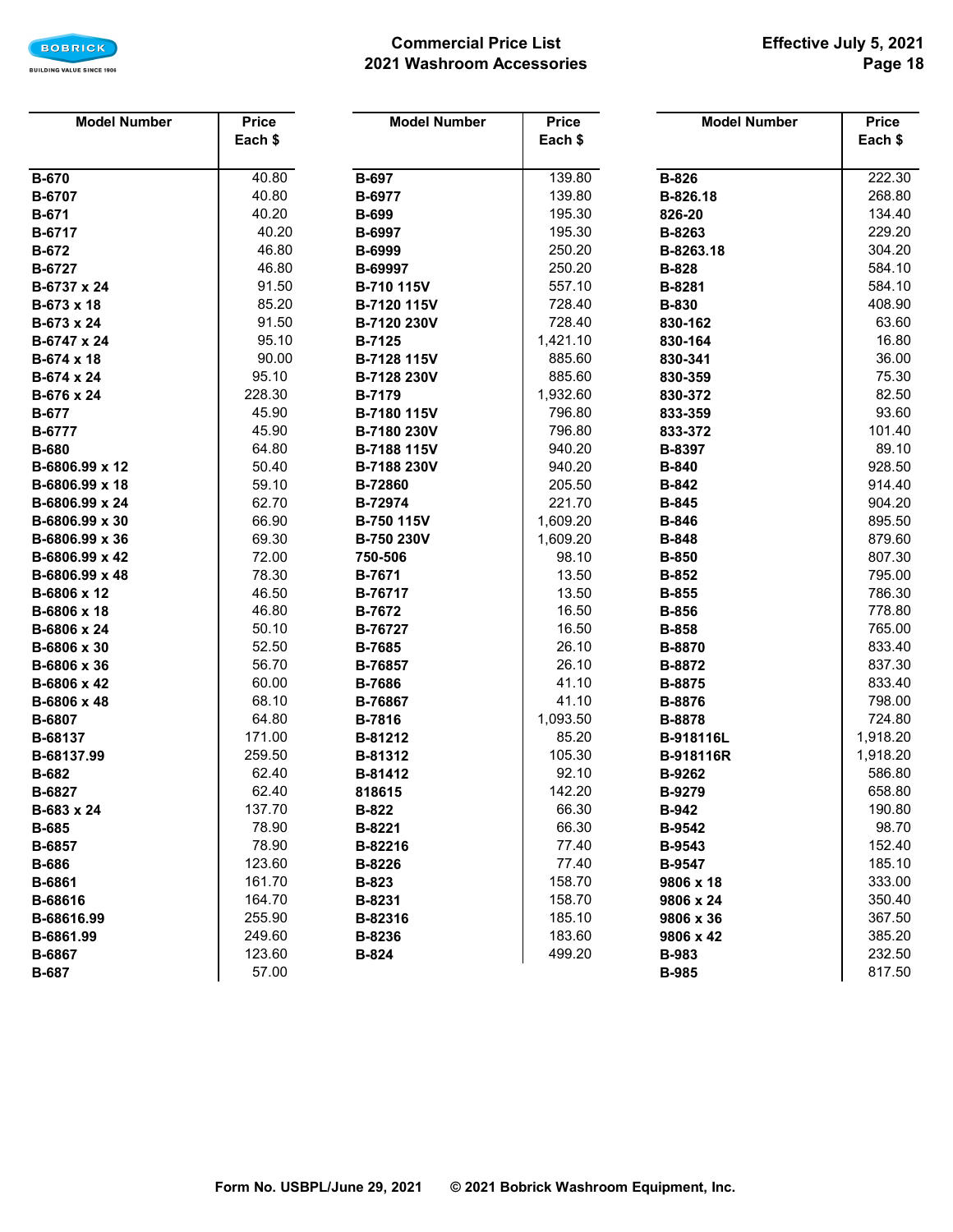# Commercial Price List
## 2021 Washroom Accessories

Effective July 5, 2021

| Model Number | Price Each $ |
|---|---|
| B-670 | 40.80 |
| B-6707 | 40.80 |
| B-671 | 40.20 |
| B-6717 | 40.20 |
| B-672 | 46.80 |
| B-6727 | 46.80 |
| B-6737 x 24 | 91.50 |
| B-673 x 18 | 85.20 |
| B-673 x 24 | 91.50 |
| B-6747 x 24 | 95.10 |
| B-674 x 18 | 90.00 |
| B-674 x 24 | 95.10 |
| B-676 x 24 | 228.30 |
| B-677 | 45.90 |
| B-6777 | 45.90 |
| B-680 | 64.80 |
| B-6806.99 x 12 | 50.40 |
| B-6806.99 x 18 | 59.10 |
| B-6806.99 x 24 | 62.70 |
| B-6806.99 x 30 | 66.90 |
| B-6806.99 x 36 | 69.30 |
| B-6806.99 x 42 | 72.00 |
| B-6806.99 x 48 | 78.30 |
| B-6806 x 12 | 46.50 |
| B-6806 x 18 | 46.80 |
| B-6806 x 24 | 50.10 |
| B-6806 x 30 | 52.50 |
| B-6806 x 36 | 56.70 |
| B-6806 x 42 | 60.00 |
| B-6806 x 48 | 68.10 |
| B-6807 | 64.80 |
| B-68137 | 171.00 |
| B-68137.99 | 259.50 |
| B-682 | 62.40 |
| B-6827 | 62.40 |
| B-683 x 24 | 137.70 |
| B-685 | 78.90 |
| B-6857 | 78.90 |
| B-686 | 123.60 |
| B-6861 | 161.70 |
| B-68616 | 164.70 |
| B-68616.99 | 255.90 |
| B-6861.99 | 249.60 |
| B-6867 | 123.60 |
| B-687 | 57.00 |
| B-697 | 139.80 |
| B-6977 | 139.80 |
| B-699 | 195.30 |
| B-6997 | 195.30 |
| B-6999 | 250.20 |
| B-69997 | 250.20 |
| B-710 115V | 557.10 |
| B-7120 115V | 728.40 |
| B-7120 230V | 728.40 |
| B-7125 | 1,421.10 |
| B-7128 115V | 885.60 |
| B-7128 230V | 885.60 |
| B-7179 | 1,932.60 |
| B-7180 115V | 796.80 |
| B-7180 230V | 796.80 |
| B-7188 115V | 940.20 |
| B-7188 230V | 940.20 |
| B-72860 | 205.50 |
| B-72974 | 221.70 |
| B-750 115V | 1,609.20 |
| B-750 230V | 1,609.20 |
| 750-506 | 98.10 |
| B-7671 | 13.50 |
| B-76717 | 13.50 |
| B-7672 | 16.50 |
| B-76727 | 16.50 |
| B-7685 | 26.10 |
| B-76857 | 26.10 |
| B-7686 | 41.10 |
| B-76867 | 41.10 |
| B-7816 | 1,093.50 |
| B-81212 | 85.20 |
| B-81312 | 105.30 |
| B-81412 | 92.10 |
| 818615 | 142.20 |
| B-822 | 66.30 |
| B-8221 | 66.30 |
| B-82216 | 77.40 |
| B-8226 | 77.40 |
| B-823 | 158.70 |
| B-8231 | 158.70 |
| B-82316 | 185.10 |
| B-8236 | 183.60 |
| B-824 | 499.20 |
| B-826 | 222.30 |
| B-826.18 | 268.80 |
| 826-20 | 134.40 |
| B-8263 | 229.20 |
| B-8263.18 | 304.20 |
| B-828 | 584.10 |
| B-8281 | 584.10 |
| B-830 | 408.90 |
| 830-162 | 63.60 |
| 830-164 | 16.80 |
| 830-341 | 36.00 |
| 830-359 | 75.30 |
| 830-372 | 82.50 |
| 833-359 | 93.60 |
| 833-372 | 101.40 |
| B-8397 | 89.10 |
| B-840 | 928.50 |
| B-842 | 914.40 |
| B-845 | 904.20 |
| B-846 | 895.50 |
| B-848 | 879.60 |
| B-850 | 807.30 |
| B-852 | 795.00 |
| B-855 | 786.30 |
| B-856 | 778.80 |
| B-858 | 765.00 |
| B-8870 | 833.40 |
| B-8872 | 837.30 |
| B-8875 | 833.40 |
| B-8876 | 798.00 |
| B-8878 | 724.80 |
| B-918116L | 1,918.20 |
| B-918116R | 1,918.20 |
| B-9262 | 586.80 |
| B-9279 | 658.80 |
| B-942 | 190.80 |
| B-9542 | 98.70 |
| B-9543 | 152.40 |
| B-9547 | 185.10 |
| 9806 x 18 | 333.00 |
| 9806 x 24 | 350.40 |
| 9806 x 36 | 367.50 |
| 9806 x 42 | 385.20 |
| B-983 | 232.50 |
| B-985 | 817.50 |

Form No. USBPL/June 29, 2021 © 2021 Bobrick Washroom Equipment, Inc.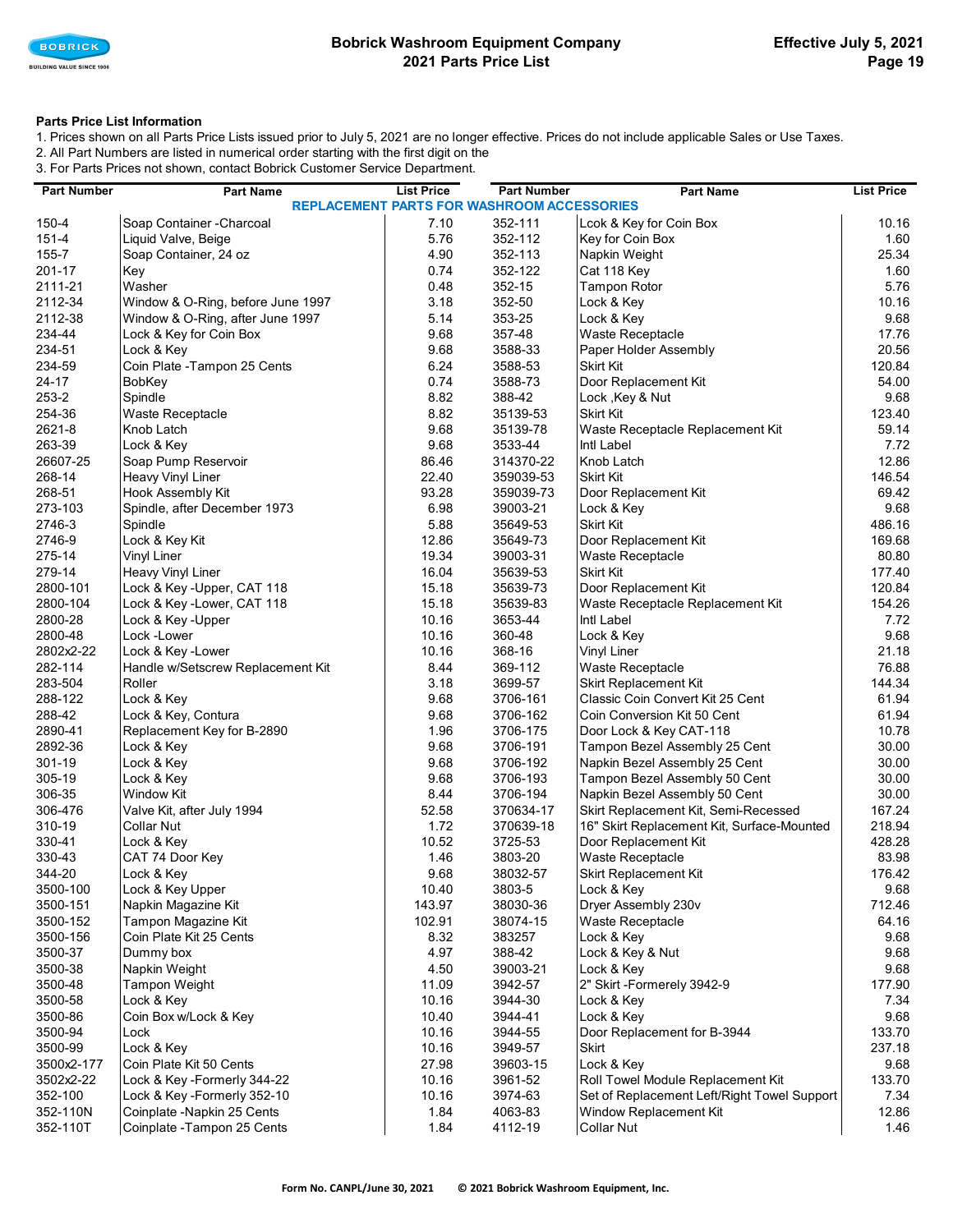**Parts Price List Information**

1. Prices shown on all Parts Price Lists issued prior to July 5, 2021 are no longer effective. Prices do not include applicable Sales or Use Taxes.
2. All Part Numbers are listed in numerical order starting with the first digit on the
3. For Parts Prices not shown, contact Bobrick Customer Service Department.

| Part Number | Part Name | List Price | Part Number | Part Name | List Price |
|---|---|---|---|---|---|
| | | **REPLACEMENT PARTS FOR WASHROOM ACCESSORIES** | | | |
| 150-4 | Soap Container -Charcoal | 7.10 | 352-111 | Lcok & Key for Coin Box | 10.16 |
| 151-4 | Liquid Valve, Beige | 5.76 | 352-112 | Key for Coin Box | 1.60 |
| 155-7 | Soap Container, 24 oz | 4.90 | 352-113 | Napkin Weight | 25.34 |
| 201-17 | Key | 0.74 | 352-122 | Cat 118 Key | 1.60 |
| 2111-21 | Washer | 0.48 | 352-15 | Tampon Rotor | 5.76 |
| 2112-34 | Window & O-Ring, before June 1997 | 3.18 | 352-50 | Lock & Key | 10.16 |
| 2112-38 | Window & O-Ring, after June 1997 | 5.14 | 353-25 | Lock & Key | 9.68 |
| 234-44 | Lock & Key for Coin Box | 9.68 | 357-48 | Waste Receptacle | 17.76 |
| 234-51 | Lock & Key | 9.68 | 3588-33 | Paper Holder Assembly | 20.56 |
| 234-59 | Coin Plate -Tampon 25 Cents | 6.24 | 3588-53 | Skirt Kit | 120.84 |
| 24-17 | BobKey | 0.74 | 3588-73 | Door Replacement Kit | 54.00 |
| 253-2 | Spindle | 8.82 | 388-42 | Lock ,Key & Nut | 9.68 |
| 254-36 | Waste Receptacle | 8.82 | 35139-53 | Skirt Kit | 123.40 |
| 2621-8 | Knob Latch | 9.68 | 35139-78 | Waste Receptacle Replacement Kit | 59.14 |
| 263-39 | Lock & Key | 9.68 | 3533-44 | Intl Label | 7.72 |
| 26607-25 | Soap Pump Reservoir | 86.46 | 314370-22 | Knob Latch | 12.86 |
| 268-14 | Heavy Vinyl Liner | 22.40 | 359039-53 | Skirt Kit | 146.54 |
| 268-51 | Hook Assembly Kit | 93.28 | 359039-73 | Door Replacement Kit | 69.42 |
| 273-103 | Spindle, after December 1973 | 6.98 | 39003-21 | Lock & Key | 9.68 |
| 2746-3 | Spindle | 5.88 | 35649-53 | Skirt Kit | 486.16 |
| 2746-9 | Lock & Key Kit | 12.86 | 35649-73 | Door Replacement Kit | 169.68 |
| 275-14 | Vinyl Liner | 19.34 | 39003-31 | Waste Receptacle | 80.80 |
| 279-14 | Heavy Vinyl Liner | 16.04 | 35639-53 | Skirt Kit | 177.40 |
| 2800-101 | Lock & Key -Upper, CAT 118 | 15.18 | 35639-73 | Door Replacement Kit | 120.84 |
| 2800-104 | Lock & Key -Lower, CAT 118 | 15.18 | 35639-83 | Waste Receptacle Replacement Kit | 154.26 |
| 2800-28 | Lock & Key -Upper | 10.16 | 3653-44 | Intl Label | 7.72 |
| 2800-48 | Lock -Lower | 10.16 | 360-48 | Lock & Key | 9.68 |
| 2802x2-22 | Lock & Key -Lower | 10.16 | 368-16 | Vinyl Liner | 21.18 |
| 282-114 | Handle w/Setscrew Replacement Kit | 8.44 | 369-112 | Waste Receptacle | 76.88 |
| 283-504 | Roller | 3.18 | 3699-57 | Skirt Replacement Kit | 144.34 |
| 288-122 | Lock & Key | 9.68 | 3706-161 | Classic Coin Convert Kit 25 Cent | 61.94 |
| 288-42 | Lock & Key, Contura | 9.68 | 3706-162 | Coin Conversion Kit 50 Cent | 61.94 |
| 2890-41 | Replacement Key for B-2890 | 1.96 | 3706-175 | Door Lock & Key CAT-118 | 10.78 |
| 2892-36 | Lock & Key | 9.68 | 3706-191 | Tampon Bezel Assembly 25 Cent | 30.00 |
| 301-19 | Lock & Key | 9.68 | 3706-192 | Napkin Bezel Assembly 25 Cent | 30.00 |
| 305-19 | Lock & Key | 9.68 | 3706-193 | Tampon Bezel Assembly 50 Cent | 30.00 |
| 306-35 | Window Kit | 8.44 | 3706-194 | Napkin Bezel Assembly 50 Cent | 30.00 |
| 306-476 | Valve Kit, after July 1994 | 52.58 | 370634-17 | Skirt Replacement Kit, Semi-Recessed | 167.24 |
| 310-19 | Collar Nut | 1.72 | 370639-18 | 16" Skirt Replacement Kit, Surface-Mounted | 218.94 |
| 330-41 | Lock & Key | 10.52 | 3725-53 | Door Replacement Kit | 428.28 |
| 330-43 | CAT 74 Door Key | 1.46 | 3803-20 | Waste Receptacle | 83.98 |
| 344-20 | Lock & Key | 9.68 | 38032-57 | Skirt Replacement Kit | 176.42 |
| 3500-100 | Lock & Key Upper | 10.40 | 3803-5 | Lock & Key | 9.68 |
| 3500-151 | Napkin Magazine Kit | 143.97 | 38030-36 | Dryer Assembly 230v | 712.46 |
| 3500-152 | Tampon Magazine Kit | 102.91 | 38074-15 | Waste Receptacle | 64.16 |
| 3500-156 | Coin Plate Kit 25 Cents | 8.32 | 383257 | Lock & Key | 9.68 |
| 3500-37 | Dummy box | 4.97 | 388-42 | Lock & Key & Nut | 9.68 |
| 3500-38 | Napkin Weight | 4.50 | 39003-21 | Lock & Key | 9.68 |
| 3500-48 | Tampon Weight | 11.09 | 3942-57 | 2" Skirt -Formerely 3942-9 | 177.90 |
| 3500-58 | Lock & Key | 10.16 | 3944-30 | Lock & Key | 7.34 |
| 3500-86 | Coin Box w/Lock & Key | 10.40 | 3944-41 | Lock & Key | 9.68 |
| 3500-94 | Lock | 10.16 | 3944-55 | Door Replacement for B-3944 | 133.70 |
| 3500-99 | Lock & Key | 10.16 | 3949-57 | Skirt | 237.18 |
| 3500x2-177 | Coin Plate Kit 50 Cents | 27.98 | 39603-15 | Lock & Key | 9.68 |
| 3502x2-22 | Lock & Key -Formerly 344-22 | 10.16 | 3961-52 | Roll Towel Module Replacement Kit | 133.70 |
| 352-100 | Lock & Key -Formerly 352-10 | 10.16 | 3974-63 | Set of Replacement Left/Right Towel Support | 7.34 |
| 352-110N | Coinplate -Napkin 25 Cents | 1.84 | 4063-83 | Window Replacement Kit | 12.86 |
| 352-110T | Coinplate -Tampon 25 Cents | 1.84 | 4112-19 | Collar Nut | 1.46 |

Form No. CANPL/June 30, 2021 © 2021 Bobrick Washroom Equipment, Inc.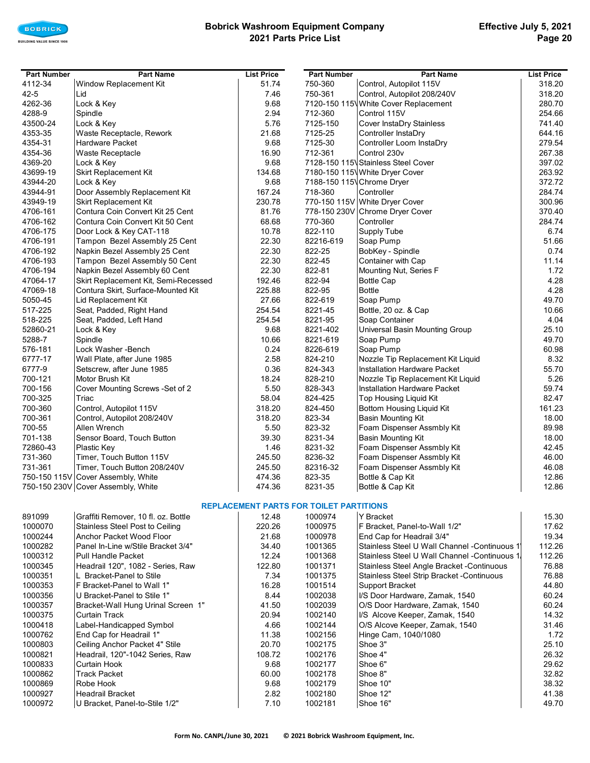| Part Number | Part Name | List Price |
|---|---|---|
| 4112-34 | Window Replacement Kit | 51.74 |
| 42-5 | Lid | 7.46 |
| 4262-36 | Lock & Key | 9.68 |
| 4288-9 | Spindle | 2.94 |
| 43500-24 | Lock & Key | 5.76 |
| 4353-35 | Waste Receptacle, Rework | 21.68 |
| 4354-31 | Hardware Packet | 9.68 |
| 4354-36 | Waste Receptacle | 16.90 |
| 4369-20 | Lock & Key | 9.68 |
| 43699-19 | Skirt Replacement Kit | 134.68 |
| 43944-20 | Lock & Key | 9.68 |
| 43944-91 | Door Assembly Replacement Kit | 167.24 |
| 43949-19 | Skirt Replacement Kit | 230.78 |
| 4706-161 | Contura Coin Convert Kit 25 Cent | 81.76 |
| 4706-162 | Contura Coin Convert Kit 50 Cent | 68.68 |
| 4706-175 | Door Lock & Key CAT-118 | 10.78 |
| 4706-191 | Tampon Bezel Assembly 25 Cent | 22.30 |
| 4706-192 | Napkin Bezel Assembly 25 Cent | 22.30 |
| 4706-193 | Tampon Bezel Assembly 50 Cent | 22.30 |
| 4706-194 | Napkin Bezel Assembly 60 Cent | 22.30 |
| 47064-17 | Skirt Replacement Kit, Semi-Recessed | 192.46 |
| 47069-18 | Contura Skirt, Surface-Mounted Kit | 225.88 |
| 5050-45 | Lid Replacement Kit | 27.66 |
| 517-225 | Seat, Padded, Right Hand | 254.54 |
| 518-225 | Seat, Padded, Left Hand | 254.54 |
| 52860-21 | Lock & Key | 9.68 |
| 5288-7 | Spindle | 10.66 |
| 576-181 | Lock Washer -Bench | 0.24 |
| 6777-17 | Wall Plate, after June 1985 | 2.58 |
| 6777-9 | Setscrew, after June 1985 | 0.36 |
| 700-121 | Motor Brush Kit | 18.24 |
| 700-156 | Cover Mounting Screws -Set of 2 | 5.50 |
| 700-325 | Triac | 58.04 |
| 700-360 | Control, Autopilot 115V | 318.20 |
| 700-361 | Control, Autopilot 208/240V | 318.20 |
| 700-55 | Allen Wrench | 5.50 |
| 701-138 | Sensor Board, Touch Button | 39.30 |
| 72860-43 | Plastic Key | 1.46 |
| 731-360 | Timer, Touch Button 115V | 245.50 |
| 731-361 | Timer, Touch Button 208/240V | 245.50 |
| 750-150 115V | Cover Assembly, White | 474.36 |
| 750-150 230V | Cover Assembly, White | 474.36 |
| 750-360 | Control, Autopilot 115V | 318.20 |
| 750-361 | Control, Autopilot 208/240V | 318.20 |
| 7120-150 115V | White Cover Replacement | 280.70 |
| 712-360 | Control 115V | 254.66 |
| 7125-150 | Cover InstaDry Stainless | 741.40 |
| 7125-25 | Controller InstaDry | 644.16 |
| 7125-30 | Controller Loom InstaDry | 279.54 |
| 712-361 | Control 230v | 267.38 |
| 7128-150 115V | Stainless Steel Cover | 397.02 |
| 7180-150 115V | White Dryer Cover | 263.92 |
| 7188-150 115V | Chrome Dryer | 372.72 |
| 718-360 | Controller | 284.74 |
| 770-150 115V | White Dryer Cover | 300.96 |
| 778-150 230V | Chrome Dryer Cover | 370.40 |
| 770-360 | Controller | 284.74 |
| 822-110 | Supply Tube | 6.74 |
| 82216-619 | Soap Pump | 51.66 |
| 822-25 | BobKey - Spindle | 0.74 |
| 822-45 | Container with Cap | 11.14 |
| 822-81 | Mounting Nut, Series F | 1.72 |
| 822-94 | Bottle Cap | 4.28 |
| 822-95 | Bottle | 4.28 |
| 822-619 | Soap Pump | 49.70 |
| 8221-45 | Bottle, 20 oz. & Cap | 10.66 |
| 8221-95 | Soap Container | 4.04 |
| 8221-402 | Universal Basin Mounting Group | 25.10 |
| 8221-619 | Soap Pump | 49.70 |
| 8226-619 | Soap Pump | 60.98 |
| 824-210 | Nozzle Tip Replacement Kit Liquid | 8.32 |
| 824-343 | Installation Hardware Packet | 55.70 |
| 828-210 | Nozzle Tip Replacement Kit Liquid | 5.26 |
| 828-343 | Installation Hardware Packet | 59.74 |
| 824-425 | Top Housing Liquid Kit | 82.47 |
| 824-450 | Bottom Housing Liquid Kit | 161.23 |
| 823-34 | Basin Mounting Kit | 18.00 |
| 823-32 | Foam Dispenser Assmbly Kit | 89.98 |
| 8231-34 | Basin Mounting Kit | 18.00 |
| 8231-32 | Foam Dispenser Assmbly Kit | 42.45 |
| 8236-32 | Foam Dispenser Assmbly Kit | 46.00 |
| 82316-32 | Foam Dispenser Assmbly Kit | 46.08 |
| 823-35 | Bottle & Cap Kit | 12.86 |
| 8231-35 | Bottle & Cap Kit | 12.86 |

## REPLACEMENT PARTS FOR TOILET PARTITIONS

| Part Number | Part Name | List Price |
|---|---|---|
| 891099 | Graffiti Remover, 10 fl. oz. Bottle | 12.48 |
| 1000070 | Stainless Steel Post to Ceiling | 220.26 |
| 1000244 | Anchor Packet Wood Floor | 21.68 |
| 1000282 | Panel In-Line w/Stile Bracket 3/4" | 34.40 |
| 1000312 | Pull Handle Packet | 12.24 |
| 1000345 | Headrail 120", 1082 - Series, Raw | 122.80 |
| 1000351 | L Bracket-Panel to Stile | 7.34 |
| 1000353 | F Bracket-Panel to Wall 1" | 16.28 |
| 1000356 | U Bracket-Panel to Stile 1" | 8.44 |
| 1000357 | Bracket-Wall Hung Urinal Screen 1" | 41.50 |
| 1000375 | Curtain Track | 20.94 |
| 1000418 | Label-Handicapped Symbol | 4.66 |
| 1000762 | End Cap for Headrail 1" | 11.38 |
| 1000803 | Ceiling Anchor Packet 4" Stile | 20.70 |
| 1000821 | Headrail, 120"-1042 Series, Raw | 108.72 |
| 1000833 | Curtain Hook | 9.68 |
| 1000862 | Track Packet | 60.00 |
| 1000869 | Robe Hook | 9.68 |
| 1000927 | Headrail Bracket | 2.82 |
| 1000972 | U Bracket, Panel-to-Stile 1/2" | 7.10 |
| 1000974 | Y Bracket | 15.30 |
| 1000975 | F Bracket, Panel-to-Wall 1/2" | 17.62 |
| 1000978 | End Cap for Headrail 3/4" | 19.34 |
| 1001365 | Stainless Steel U Wall Channel -Continuous 1 | 112.26 |
| 1001368 | Stainless Steel U Wall Channel -Continuous 1 | 112.26 |
| 1001371 | Stainless Steel Angle Bracket -Continuous | 76.88 |
| 1001375 | Stainless Steel Strip Bracket -Continuous | 76.88 |
| 1001514 | Support Bracket | 44.80 |
| 1002038 | I/S Door Hardware, Zamak, 1540 | 60.24 |
| 1002039 | O/S Door Hardware, Zamak, 1540 | 60.24 |
| 1002140 | I/S Alcove Keeper, Zamak, 1540 | 14.32 |
| 1002144 | O/S Alcove Keeper, Zamak, 1540 | 31.46 |
| 1002156 | Hinge Cam, 1040/1080 | 1.72 |
| 1002175 | Shoe 3" | 25.10 |
| 1002176 | Shoe 4" | 26.32 |
| 1002177 | Shoe 6" | 29.62 |
| 1002178 | Shoe 8" | 32.82 |
| 1002179 | Shoe 10" | 38.32 |
| 1002180 | Shoe 12" | 41.38 |
| 1002181 | Shoe 16" | 49.70 |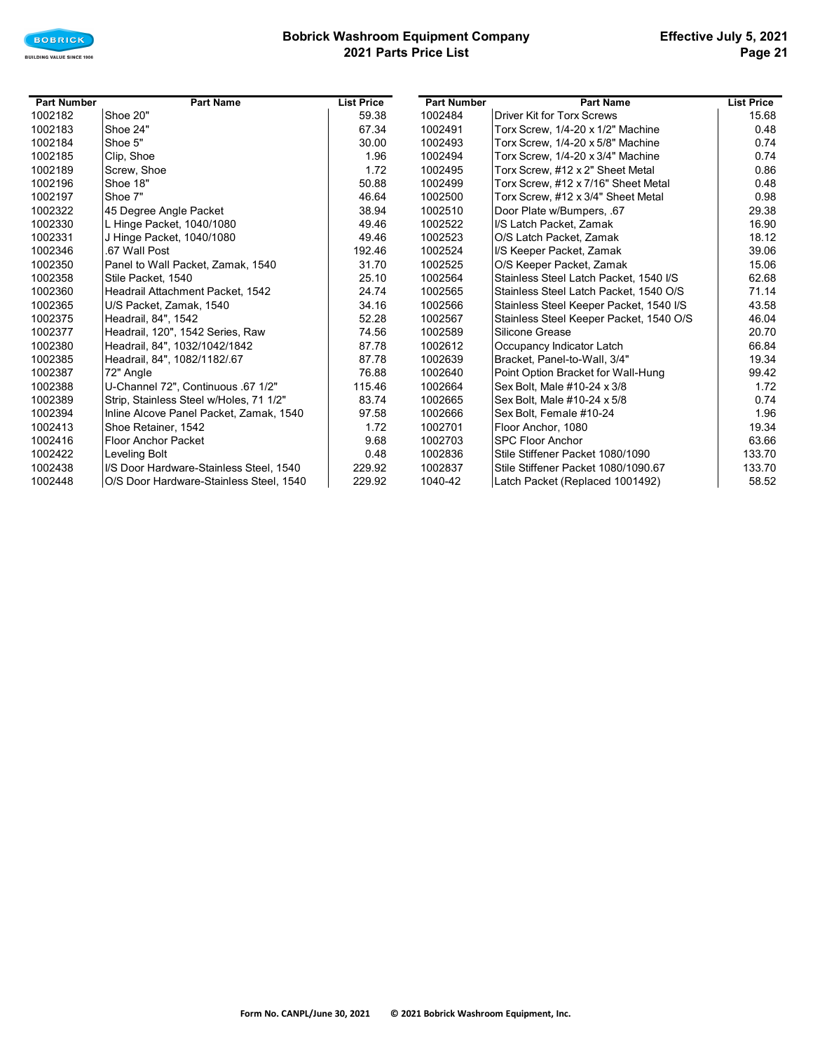| Part Number | Part Name | List Price |
|---|---|---|
| 1002182 | Shoe 20" | 59.38 |
| 1002183 | Shoe 24" | 67.34 |
| 1002184 | Shoe 5" | 30.00 |
| 1002185 | Clip, Shoe | 1.96 |
| 1002189 | Screw, Shoe | 1.72 |
| 1002196 | Shoe 18" | 50.88 |
| 1002197 | Shoe 7" | 46.64 |
| 1002322 | 45 Degree Angle Packet | 38.94 |
| 1002330 | L Hinge Packet, 1040/1080 | 49.46 |
| 1002331 | J Hinge Packet, 1040/1080 | 49.46 |
| 1002346 | .67 Wall Post | 192.46 |
| 1002350 | Panel to Wall Packet, Zamak, 1540 | 31.70 |
| 1002358 | Stile Packet, 1540 | 25.10 |
| 1002360 | Headrail Attachment Packet, 1542 | 24.74 |
| 1002365 | U/S Packet, Zamak, 1540 | 34.16 |
| 1002375 | Headrail, 84", 1542 | 52.28 |
| 1002377 | Headrail, 120", 1542 Series, Raw | 74.56 |
| 1002380 | Headrail, 84", 1032/1042/1842 | 87.78 |
| 1002385 | Headrail, 84", 1082/1182/.67 | 87.78 |
| 1002387 | 72" Angle | 76.88 |
| 1002388 | U-Channel 72", Continuous .67 1/2" | 115.46 |
| 1002389 | Strip, Stainless Steel w/Holes, 71 1/2" | 83.74 |
| 1002394 | Inline Alcove Panel Packet, Zamak, 1540 | 97.58 |
| 1002413 | Shoe Retainer, 1542 | 1.72 |
| 1002416 | Floor Anchor Packet | 9.68 |
| 1002422 | Leveling Bolt | 0.48 |
| 1002438 | I/S Door Hardware-Stainless Steel, 1540 | 229.92 |
| 1002448 | O/S Door Hardware-Stainless Steel, 1540 | 229.92 |
| 1002484 | Driver Kit for Torx Screws | 15.68 |
| 1002491 | Torx Screw, 1/4-20 x 1/2" Machine | 0.48 |
| 1002493 | Torx Screw, 1/4-20 x 5/8" Machine | 0.74 |
| 1002494 | Torx Screw, 1/4-20 x 3/4" Machine | 0.74 |
| 1002495 | Torx Screw, #12 x 2" Sheet Metal | 0.86 |
| 1002499 | Torx Screw, #12 x 7/16" Sheet Metal | 0.48 |
| 1002500 | Torx Screw, #12 x 3/4" Sheet Metal | 0.98 |
| 1002510 | Door Plate w/Bumpers, .67 | 29.38 |
| 1002522 | I/S Latch Packet, Zamak | 16.90 |
| 1002523 | O/S Latch Packet, Zamak | 18.12 |
| 1002524 | I/S Keeper Packet, Zamak | 39.06 |
| 1002525 | O/S Keeper Packet, Zamak | 15.06 |
| 1002564 | Stainless Steel Latch Packet, 1540 I/S | 62.68 |
| 1002565 | Stainless Steel Latch Packet, 1540 O/S | 71.14 |
| 1002566 | Stainless Steel Keeper Packet, 1540 I/S | 43.58 |
| 1002567 | Stainless Steel Keeper Packet, 1540 O/S | 46.04 |
| 1002589 | Silicone Grease | 20.70 |
| 1002612 | Occupancy Indicator Latch | 66.84 |
| 1002639 | Bracket, Panel-to-Wall, 3/4" | 19.34 |
| 1002640 | Point Option Bracket for Wall-Hung | 99.42 |
| 1002664 | Sex Bolt, Male #10-24 x 3/8 | 1.72 |
| 1002665 | Sex Bolt, Male #10-24 x 5/8 | 0.74 |
| 1002666 | Sex Bolt, Female #10-24 | 1.96 |
| 1002701 | Floor Anchor, 1080 | 19.34 |
| 1002703 | SPC Floor Anchor | 63.66 |
| 1002836 | Stile Stiffener Packet 1080/1090 | 133.70 |
| 1002837 | Stile Stiffener Packet 1080/1090.67 | 133.70 |
| 1040-42 | Latch Packet (Replaced 1001492) | 58.52 |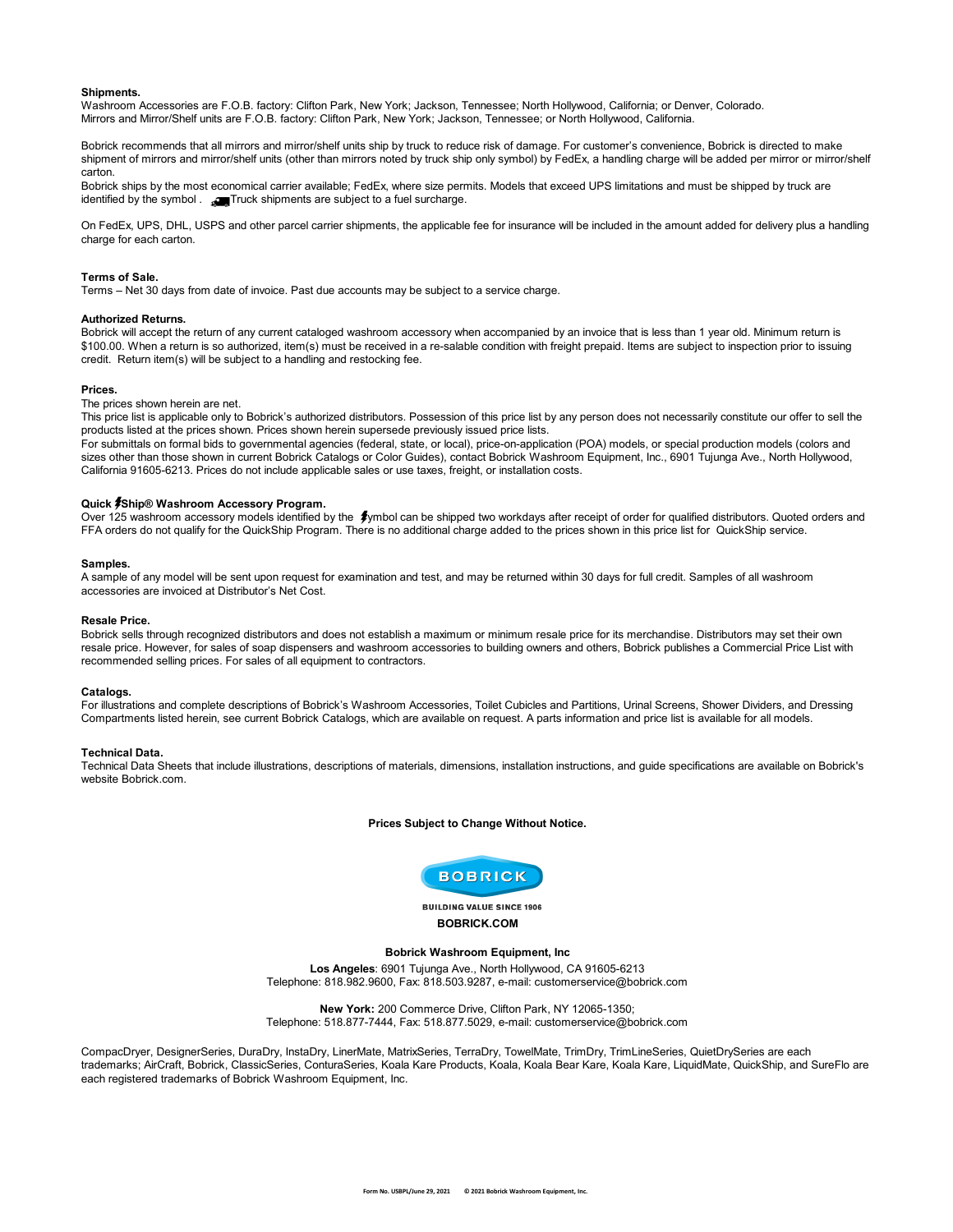**Shipments.**

Washroom Accessories are F.O.B. factory: Clifton Park, New York; Jackson, Tennessee; North Hollywood, California; or Denver, Colorado.
Mirrors and Mirror/Shelf units are F.O.B. factory: Clifton Park, New York; Jackson, Tennessee; or North Hollywood, California.

Bobrick recommends that all mirrors and mirror/shelf units ship by truck to reduce risk of damage. For customer's convenience, Bobrick is directed to make shipment of mirrors and mirror/shelf units (other than mirrors noted by truck ship only symbol) by FedEx, a handling charge will be added per mirror or mirror/shelf carton.

Bobrick ships by the most economical carrier available; FedEx, where size permits. Models that exceed UPS limitations and must be shipped by truck are identified by the symbol . Truck shipments are subject to a fuel surcharge.

On FedEx, UPS, DHL, USPS and other parcel carrier shipments, the applicable fee for insurance will be included in the amount added for delivery plus a handling charge for each carton.

**Terms of Sale.**

Terms – Net 30 days from date of invoice. Past due accounts may be subject to a service charge.

**Authorized Returns.**

Bobrick will accept the return of any current cataloged washroom accessory when accompanied by an invoice that is less than 1 year old. Minimum return is $100.00. When a return is so authorized, item(s) must be received in a re-salable condition with freight prepaid. Items are subject to inspection prior to issuing credit. Return item(s) will be subject to a handling and restocking fee.

**Prices.**

The prices shown herein are net.
This price list is applicable only to Bobrick's authorized distributors. Possession of this price list by any person does not necessarily constitute our offer to sell the products listed at the prices shown. Prices shown herein supersede previously issued price lists.
For submittals on formal bids to governmental agencies (federal, state, or local), price-on-application (POA) models, or special production models (colors and sizes other than those shown in current Bobrick Catalogs or Color Guides), contact Bobrick Washroom Equipment, Inc., 6901 Tujunga Ave., North Hollywood, California 91605-6213. Prices do not include applicable sales or use taxes, freight, or installation costs.

**Quick Ship® Washroom Accessory Program.**

Over 125 washroom accessory models identified by the symbol can be shipped two workdays after receipt of order for qualified distributors. Quoted orders and FFA orders do not qualify for the QuickShip Program. There is no additional charge added to the prices shown in this price list for QuickShip service.

**Samples.**

A sample of any model will be sent upon request for examination and test, and may be returned within 30 days for full credit. Samples of all washroom accessories are invoiced at Distributor's Net Cost.

**Resale Price.**

Bobrick sells through recognized distributors and does not establish a maximum or minimum resale price for its merchandise. Distributors may set their own resale price. However, for sales of soap dispensers and washroom accessories to building owners and others, Bobrick publishes a Commercial Price List with recommended selling prices. For sales of all equipment to contractors.

**Catalogs.**

For illustrations and complete descriptions of Bobrick's Washroom Accessories, Toilet Cubicles and Partitions, Urinal Screens, Shower Dividers, and Dressing Compartments listed herein, see current Bobrick Catalogs, which are available on request. A parts information and price list is available for all models.

**Technical Data.**

Technical Data Sheets that include illustrations, descriptions of materials, dimensions, installation instructions, and guide specifications are available on Bobrick's website Bobrick.com.

**Prices Subject to Change Without Notice.**

BOBRICK

BUILDING VALUE SINCE 1906

**BOBRICK.COM**

**Bobrick Washroom Equipment, Inc**

**Los Angeles**: 6901 Tujunga Ave., North Hollywood, CA 91605-6213
Telephone: 818.982.9600, Fax: 818.503.9287, e-mail: customerservice@bobrick.com

**New York:** 200 Commerce Drive, Clifton Park, NY 12065-1350;
Telephone: 518.877-7444, Fax: 518.877.5029, e-mail: customerservice@bobrick.com

CompacDryer, DesignerSeries, DuraDry, InstaDry, LinerMate, MatrixSeries, TerraDry, TowelMate, TrimDry, TrimLineSeries, QuietDrySeries are each trademarks; AirCraft, Bobrick, ClassicSeries, ConturaSeries, Koala Kare Products, Koala, Koala Bear Kare, Koala Kare, LiquidMate, QuickShip, and SureFlo are each registered trademarks of Bobrick Washroom Equipment, Inc.

Form No. USBPL/June 29, 2021 © 2021 Bobrick Washroom Equipment, Inc.